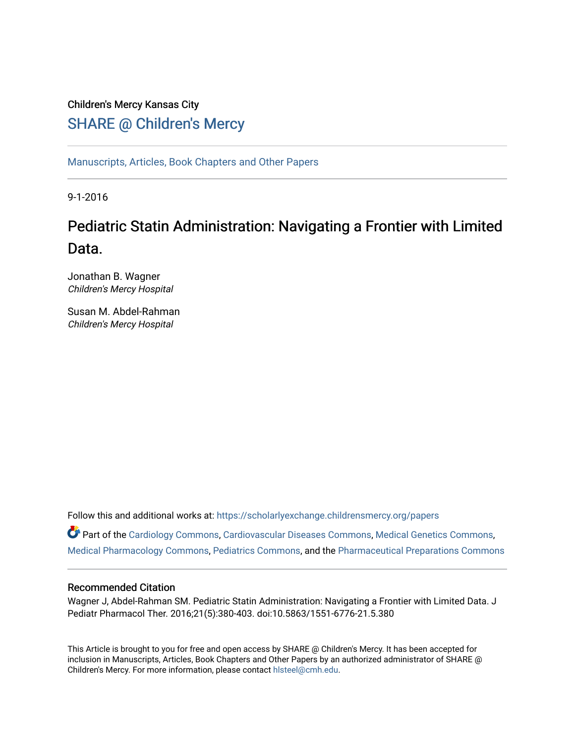Children's Mercy Kansas City

## SHARE @ Children's Mercy

Manuscripts, Articles, Book Chapters and Other Papers

9-1-2016

# Pediatric Statin Administration: Navigating a Frontier with Limited Data.

Jonathan B. Wagner
*Children's Mercy Hospital*

Susan M. Abdel-Rahman
*Children's Mercy Hospital*

Follow this and additional works at: https://scholarlyexchange.childrensmercy.org/papers

Part of the Cardiology Commons, Cardiovascular Diseases Commons, Medical Genetics Commons, Medical Pharmacology Commons, Pediatrics Commons, and the Pharmaceutical Preparations Commons

### Recommended Citation

Wagner J, Abdel-Rahman SM. Pediatric Statin Administration: Navigating a Frontier with Limited Data. J Pediatr Pharmacol Ther. 2016;21(5):380-403. doi:10.5863/1551-6776-21.5.380

This Article is brought to you for free and open access by SHARE @ Children's Mercy. It has been accepted for inclusion in Manuscripts, Articles, Book Chapters and Other Papers by an authorized administrator of SHARE @ Children's Mercy. For more information, please contact hlsteel@cmh.edu.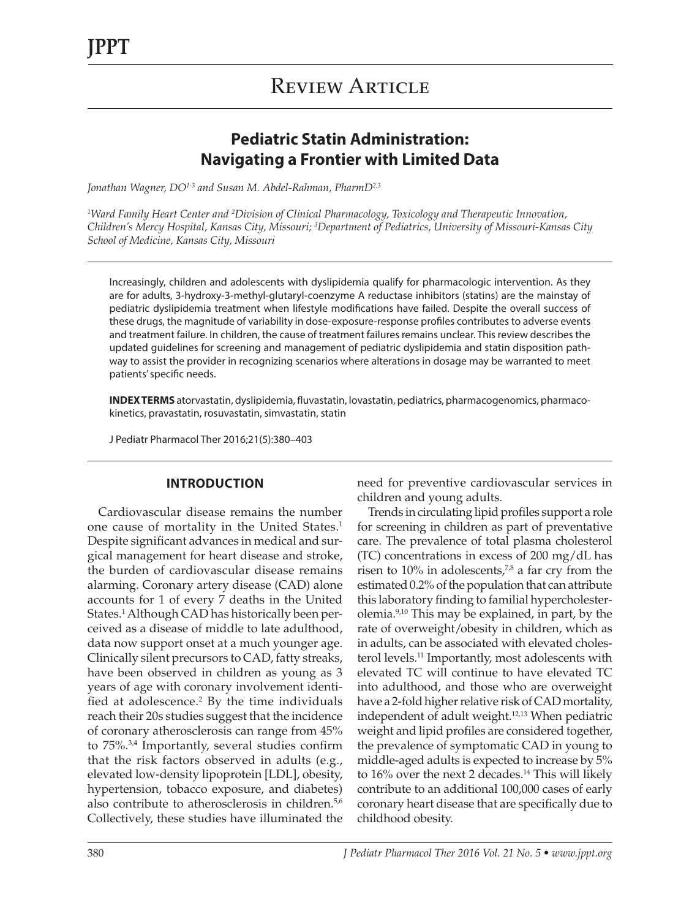# Review Article

## Pediatric Statin Administration: Navigating a Frontier with Limited Data

*Jonathan Wagner, DO[1-3] and Susan M. Abdel-Rahman, PharmD[2,3]*

*[1]Ward Family Heart Center and [2]Division of Clinical Pharmacology, Toxicology and Therapeutic Innovation, Children's Mercy Hospital, Kansas City, Missouri; [3]Department of Pediatrics, University of Missouri-Kansas City School of Medicine, Kansas City, Missouri*

Increasingly, children and adolescents with dyslipidemia qualify for pharmacologic intervention. As they are for adults, 3-hydroxy-3-methyl-glutaryl-coenzyme A reductase inhibitors (statins) are the mainstay of pediatric dyslipidemia treatment when lifestyle modifications have failed. Despite the overall success of these drugs, the magnitude of variability in dose-exposure-response profiles contributes to adverse events and treatment failure. In children, the cause of treatment failures remains unclear. This review describes the updated guidelines for screening and management of pediatric dyslipidemia and statin disposition pathway to assist the provider in recognizing scenarios where alterations in dosage may be warranted to meet patients' specific needs.

**INDEX TERMS** atorvastatin, dyslipidemia, fluvastatin, lovastatin, pediatrics, pharmacogenomics, pharmacokinetics, pravastatin, rosuvastatin, simvastatin, statin

J Pediatr Pharmacol Ther 2016;21(5):380–403

### INTRODUCTION

Cardiovascular disease remains the number one cause of mortality in the United States.[1] Despite significant advances in medical and surgical management for heart disease and stroke, the burden of cardiovascular disease remains alarming. Coronary artery disease (CAD) alone accounts for 1 of every 7 deaths in the United States.[1] Although CAD has historically been perceived as a disease of middle to late adulthood, data now support onset at a much younger age. Clinically silent precursors to CAD, fatty streaks, have been observed in children as young as 3 years of age with coronary involvement identified at adolescence.[2] By the time individuals reach their 20s studies suggest that the incidence of coronary atherosclerosis can range from 45% to 75%.[3,4] Importantly, several studies confirm that the risk factors observed in adults (e.g., elevated low-density lipoprotein [LDL], obesity, hypertension, tobacco exposure, and diabetes) also contribute to atherosclerosis in children.[5,6] Collectively, these studies have illuminated the need for preventive cardiovascular services in children and young adults.

Trends in circulating lipid profiles support a role for screening in children as part of preventative care. The prevalence of total plasma cholesterol (TC) concentrations in excess of 200 mg/dL has risen to 10% in adolescents,[7,8] a far cry from the estimated 0.2% of the population that can attribute this laboratory finding to familial hypercholesterolemia.[9,10] This may be explained, in part, by the rate of overweight/obesity in children, which as in adults, can be associated with elevated cholesterol levels.[11] Importantly, most adolescents with elevated TC will continue to have elevated TC into adulthood, and those who are overweight have a 2-fold higher relative risk of CAD mortality, independent of adult weight.[12,13] When pediatric weight and lipid profiles are considered together, the prevalence of symptomatic CAD in young to middle-aged adults is expected to increase by 5% to 16% over the next 2 decades.[14] This will likely contribute to an additional 100,000 cases of early coronary heart disease that are specifically due to childhood obesity.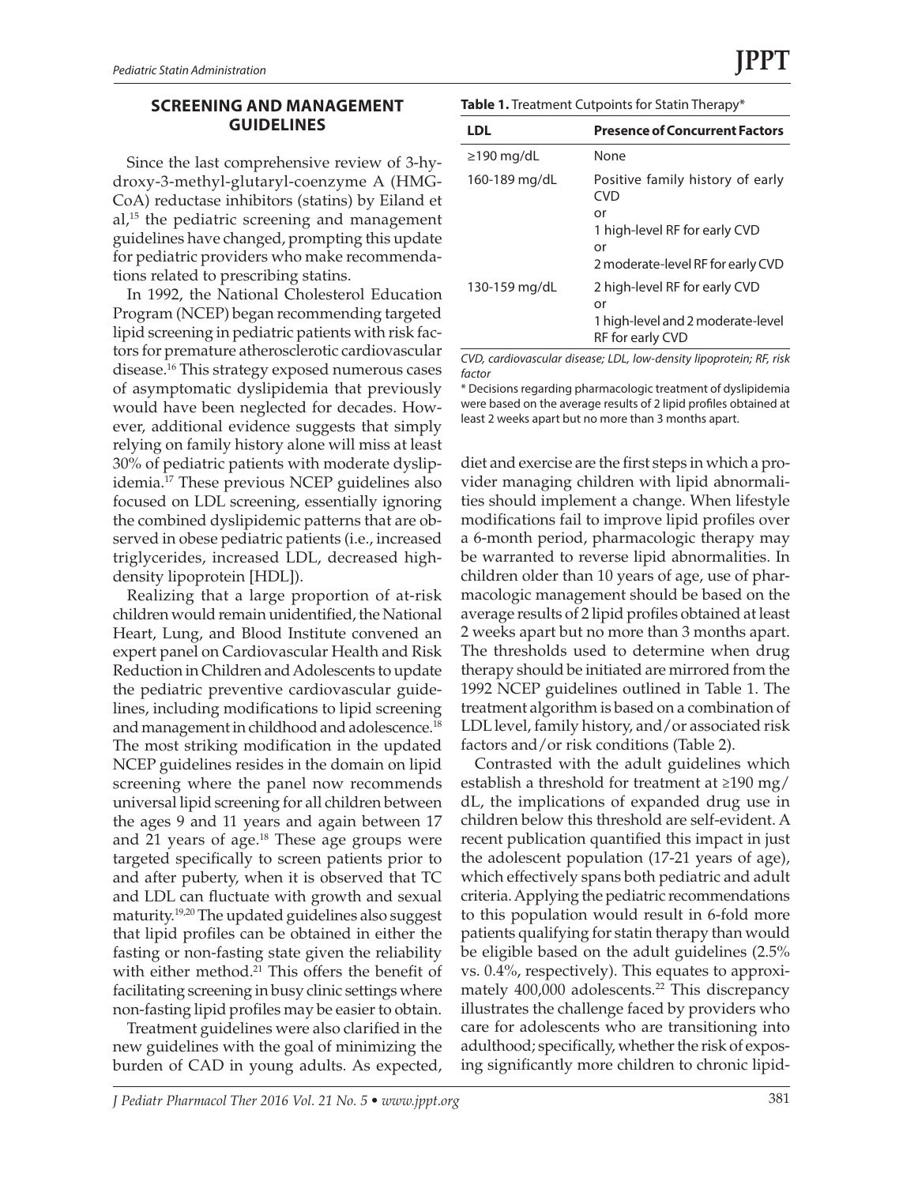## SCREENING AND MANAGEMENT GUIDELINES

Since the last comprehensive review of 3-hydroxy-3-methyl-glutaryl-coenzyme A (HMG-CoA) reductase inhibitors (statins) by Eiland et al,[15] the pediatric screening and management guidelines have changed, prompting this update for pediatric providers who make recommendations related to prescribing statins.

In 1992, the National Cholesterol Education Program (NCEP) began recommending targeted lipid screening in pediatric patients with risk factors for premature atherosclerotic cardiovascular disease.[16] This strategy exposed numerous cases of asymptomatic dyslipidemia that previously would have been neglected for decades. However, additional evidence suggests that simply relying on family history alone will miss at least 30% of pediatric patients with moderate dyslipidemia.[17] These previous NCEP guidelines also focused on LDL screening, essentially ignoring the combined dyslipidemic patterns that are observed in obese pediatric patients (i.e., increased triglycerides, increased LDL, decreased high-density lipoprotein [HDL]).

Realizing that a large proportion of at-risk children would remain unidentified, the National Heart, Lung, and Blood Institute convened an expert panel on Cardiovascular Health and Risk Reduction in Children and Adolescents to update the pediatric preventive cardiovascular guidelines, including modifications to lipid screening and management in childhood and adolescence.[18] The most striking modification in the updated NCEP guidelines resides in the domain on lipid screening where the panel now recommends universal lipid screening for all children between the ages 9 and 11 years and again between 17 and 21 years of age.[18] These age groups were targeted specifically to screen patients prior to and after puberty, when it is observed that TC and LDL can fluctuate with growth and sexual maturity.[19,20] The updated guidelines also suggest that lipid profiles can be obtained in either the fasting or non-fasting state given the reliability with either method.[21] This offers the benefit of facilitating screening in busy clinic settings where non-fasting lipid profiles may be easier to obtain.

Treatment guidelines were also clarified in the new guidelines with the goal of minimizing the burden of CAD in young adults. As expected, diet and exercise are the first steps in which a provider managing children with lipid abnormalities should implement a change. When lifestyle modifications fail to improve lipid profiles over a 6-month period, pharmacologic therapy may be warranted to reverse lipid abnormalities. In children older than 10 years of age, use of pharmacologic management should be based on the average results of 2 lipid profiles obtained at least 2 weeks apart but no more than 3 months apart. The thresholds used to determine when drug therapy should be initiated are mirrored from the 1992 NCEP guidelines outlined in Table 1. The treatment algorithm is based on a combination of LDL level, family history, and/or associated risk factors and/or risk conditions (Table 2).

**Table 1.** Treatment Cutpoints for Statin Therapy*

| LDL | Presence of Concurrent Factors |
|---|---|
| ≥190 mg/dL | None |
| 160-189 mg/dL | Positive family history of early CVD<br>or<br>1 high-level RF for early CVD<br>or<br>2 moderate-level RF for early CVD |
| 130-159 mg/dL | 2 high-level RF for early CVD<br>or<br>1 high-level and 2 moderate-level RF for early CVD |

*CVD, cardiovascular disease; LDL, low-density lipoprotein; RF, risk factor*

* Decisions regarding pharmacologic treatment of dyslipidemia were based on the average results of 2 lipid profiles obtained at least 2 weeks apart but no more than 3 months apart.

Contrasted with the adult guidelines which establish a threshold for treatment at ≥190 mg/dL, the implications of expanded drug use in children below this threshold are self-evident. A recent publication quantified this impact in just the adolescent population (17-21 years of age), which effectively spans both pediatric and adult criteria. Applying the pediatric recommendations to this population would result in 6-fold more patients qualifying for statin therapy than would be eligible based on the adult guidelines (2.5% vs. 0.4%, respectively). This equates to approximately 400,000 adolescents.[22] This discrepancy illustrates the challenge faced by providers who care for adolescents who are transitioning into adulthood; specifically, whether the risk of exposing significantly more children to chronic lipid-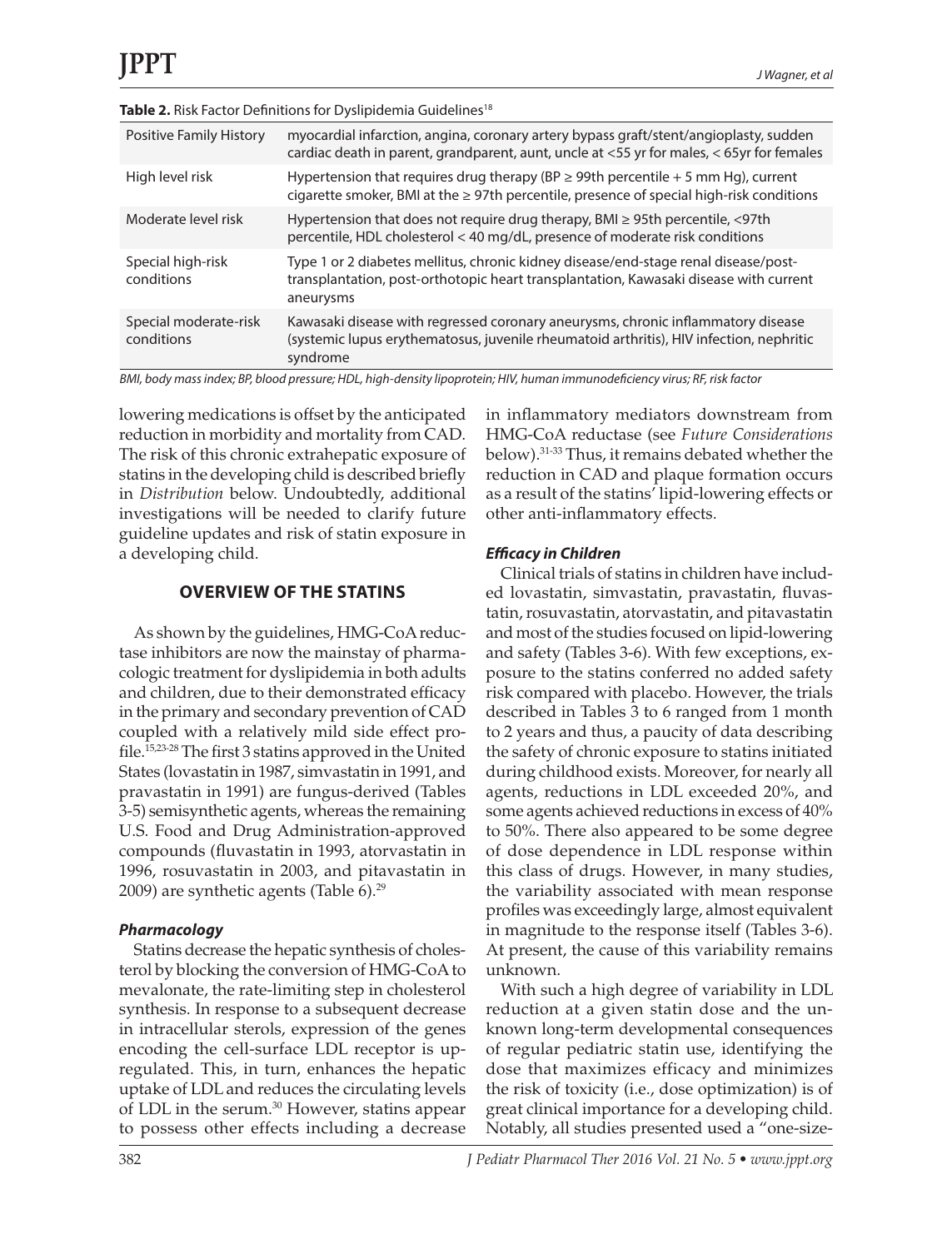**Table 2.** Risk Factor Definitions for Dyslipidemia Guidelines[18]

| | |
|---|---|
| Positive Family History | myocardial infarction, angina, coronary artery bypass graft/stent/angioplasty, sudden cardiac death in parent, grandparent, aunt, uncle at <55 yr for males, < 65yr for females |
| High level risk | Hypertension that requires drug therapy (BP ≥ 99th percentile + 5 mm Hg), current cigarette smoker, BMI at the ≥ 97th percentile, presence of special high-risk conditions |
| Moderate level risk | Hypertension that does not require drug therapy, BMI ≥ 95th percentile, <97th percentile, HDL cholesterol < 40 mg/dL, presence of moderate risk conditions |
| Special high-risk conditions | Type 1 or 2 diabetes mellitus, chronic kidney disease/end-stage renal disease/post-transplantation, post-orthotopic heart transplantation, Kawasaki disease with current aneurysms |
| Special moderate-risk conditions | Kawasaki disease with regressed coronary aneurysms, chronic inflammatory disease (systemic lupus erythematosus, juvenile rheumatoid arthritis), HIV infection, nephritic syndrome |

*BMI, body mass index; BP, blood pressure; HDL, high-density lipoprotein; HIV, human immunodeficiency virus; RF, risk factor*

lowering medications is offset by the anticipated reduction in morbidity and mortality from CAD. The risk of this chronic extrahepatic exposure of statins in the developing child is described briefly in *Distribution* below. Undoubtedly, additional investigations will be needed to clarify future guideline updates and risk of statin exposure in a developing child.

## OVERVIEW OF THE STATINS

As shown by the guidelines, HMG-CoA reductase inhibitors are now the mainstay of pharmacologic treatment for dyslipidemia in both adults and children, due to their demonstrated efficacy in the primary and secondary prevention of CAD coupled with a relatively mild side effect profile.[15,23-28] The first 3 statins approved in the United States (lovastatin in 1987, simvastatin in 1991, and pravastatin in 1991) are fungus-derived (Tables 3-5) semisynthetic agents, whereas the remaining U.S. Food and Drug Administration-approved compounds (fluvastatin in 1993, atorvastatin in 1996, rosuvastatin in 2003, and pitavastatin in 2009) are synthetic agents (Table 6).[29]

### *Pharmacology*

Statins decrease the hepatic synthesis of cholesterol by blocking the conversion of HMG-CoA to mevalonate, the rate-limiting step in cholesterol synthesis. In response to a subsequent decrease in intracellular sterols, expression of the genes encoding the cell-surface LDL receptor is upregulated. This, in turn, enhances the hepatic uptake of LDL and reduces the circulating levels of LDL in the serum.[30] However, statins appear to possess other effects including a decrease in inflammatory mediators downstream from HMG-CoA reductase (see *Future Considerations* below).[31-33] Thus, it remains debated whether the reduction in CAD and plaque formation occurs as a result of the statins' lipid-lowering effects or other anti-inflammatory effects.

### *Efficacy in Children*

Clinical trials of statins in children have included lovastatin, simvastatin, pravastatin, fluvastatin, rosuvastatin, atorvastatin, and pitavastatin and most of the studies focused on lipid-lowering and safety (Tables 3-6). With few exceptions, exposure to the statins conferred no added safety risk compared with placebo. However, the trials described in Tables 3 to 6 ranged from 1 month to 2 years and thus, a paucity of data describing the safety of chronic exposure to statins initiated during childhood exists. Moreover, for nearly all agents, reductions in LDL exceeded 20%, and some agents achieved reductions in excess of 40% to 50%. There also appeared to be some degree of dose dependence in LDL response within this class of drugs. However, in many studies, the variability associated with mean response profiles was exceedingly large, almost equivalent in magnitude to the response itself (Tables 3-6). At present, the cause of this variability remains unknown.

With such a high degree of variability in LDL reduction at a given statin dose and the unknown long-term developmental consequences of regular pediatric statin use, identifying the dose that maximizes efficacy and minimizes the risk of toxicity (i.e., dose optimization) is of great clinical importance for a developing child. Notably, all studies presented used a "one-size-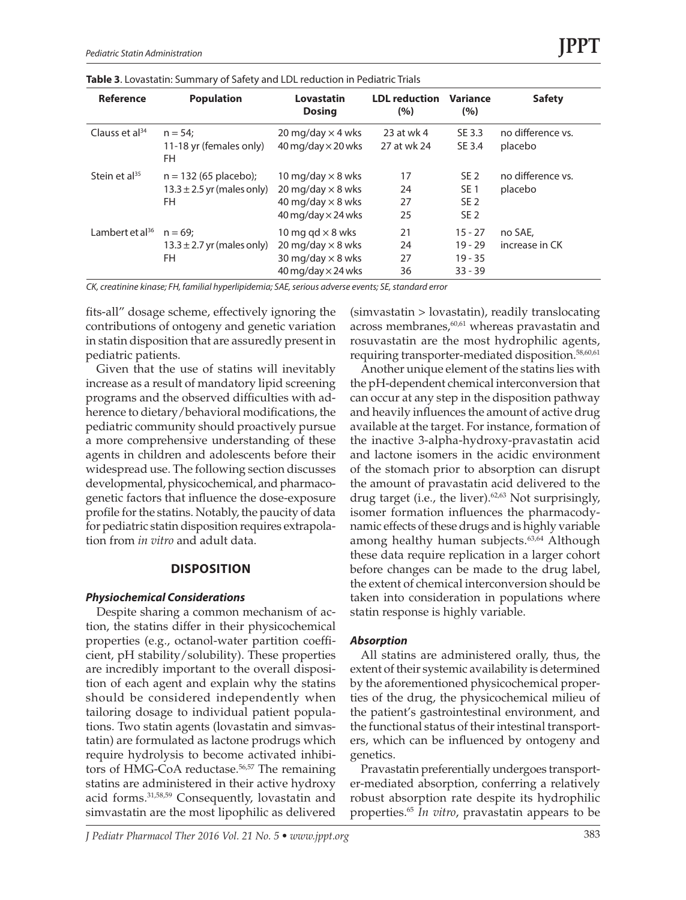**Table 3**. Lovastatin: Summary of Safety and LDL reduction in Pediatric Trials

| Reference | Population | Lovastatin Dosing | LDL reduction (%) | Variance (%) | Safety |
|---|---|---|---|---|---|
| Clauss et al[34] | n = 54; 11-18 yr (females only) FH | 20 mg/day × 4 wks<br>40 mg/day × 20 wks | 23 at wk 4<br>27 at wk 24 | SE 3.3<br>SE 3.4 | no difference vs. placebo |
| Stein et al[35] | n = 132 (65 placebo); 13.3 ± 2.5 yr (males only) FH | 10 mg/day × 8 wks<br>20 mg/day × 8 wks<br>40 mg/day × 8 wks<br>40 mg/day × 24 wks | 17<br>24<br>27<br>25 | SE 2<br>SE 1<br>SE 2<br>SE 2 | no difference vs. placebo |
| Lambert et al[36] | n = 69; 13.3 ± 2.7 yr (males only) FH | 10 mg qd × 8 wks<br>20 mg/day × 8 wks<br>30 mg/day × 8 wks<br>40 mg/day × 24 wks | 21<br>24<br>27<br>36 | 15 - 27<br>19 - 29<br>19 - 35<br>33 - 39 | no SAE, increase in CK |

*CK, creatinine kinase; FH, familial hyperlipidemia; SAE, serious adverse events; SE, standard error*

fits-all" dosage scheme, effectively ignoring the contributions of ontogeny and genetic variation in statin disposition that are assuredly present in pediatric patients.

Given that the use of statins will inevitably increase as a result of mandatory lipid screening programs and the observed difficulties with adherence to dietary/behavioral modifications, the pediatric community should proactively pursue a more comprehensive understanding of these agents in children and adolescents before their widespread use. The following section discusses developmental, physicochemical, and pharmacogenetic factors that influence the dose-exposure profile for the statins. Notably, the paucity of data for pediatric statin disposition requires extrapolation from *in vitro* and adult data.

## DISPOSITION

### *Physiochemical Considerations*

Despite sharing a common mechanism of action, the statins differ in their physicochemical properties (e.g., octanol-water partition coefficient, pH stability/solubility). These properties are incredibly important to the overall disposition of each agent and explain why the statins should be considered independently when tailoring dosage to individual patient populations. Two statin agents (lovastatin and simvastatin) are formulated as lactone prodrugs which require hydrolysis to become activated inhibitors of HMG-CoA reductase.[56,57] The remaining statins are administered in their active hydroxy acid forms.[31,58,59] Consequently, lovastatin and simvastatin are the most lipophilic as delivered (simvastatin > lovastatin), readily translocating across membranes,[60,61] whereas pravastatin and rosuvastatin are the most hydrophilic agents, requiring transporter-mediated disposition.[58,60,61]

Another unique element of the statins lies with the pH-dependent chemical interconversion that can occur at any step in the disposition pathway and heavily influences the amount of active drug available at the target. For instance, formation of the inactive 3-alpha-hydroxy-pravastatin acid and lactone isomers in the acidic environment of the stomach prior to absorption can disrupt the amount of pravastatin acid delivered to the drug target (i.e., the liver).[62,63] Not surprisingly, isomer formation influences the pharmacodynamic effects of these drugs and is highly variable among healthy human subjects.[63,64] Although these data require replication in a larger cohort before changes can be made to the drug label, the extent of chemical interconversion should be taken into consideration in populations where statin response is highly variable.

### *Absorption*

All statins are administered orally, thus, the extent of their systemic availability is determined by the aforementioned physicochemical properties of the drug, the physicochemical milieu of the patient's gastrointestinal environment, and the functional status of their intestinal transporters, which can be influenced by ontogeny and genetics.

Pravastatin preferentially undergoes transporter-mediated absorption, conferring a relatively robust absorption rate despite its hydrophilic properties.[65] *In vitro*, pravastatin appears to be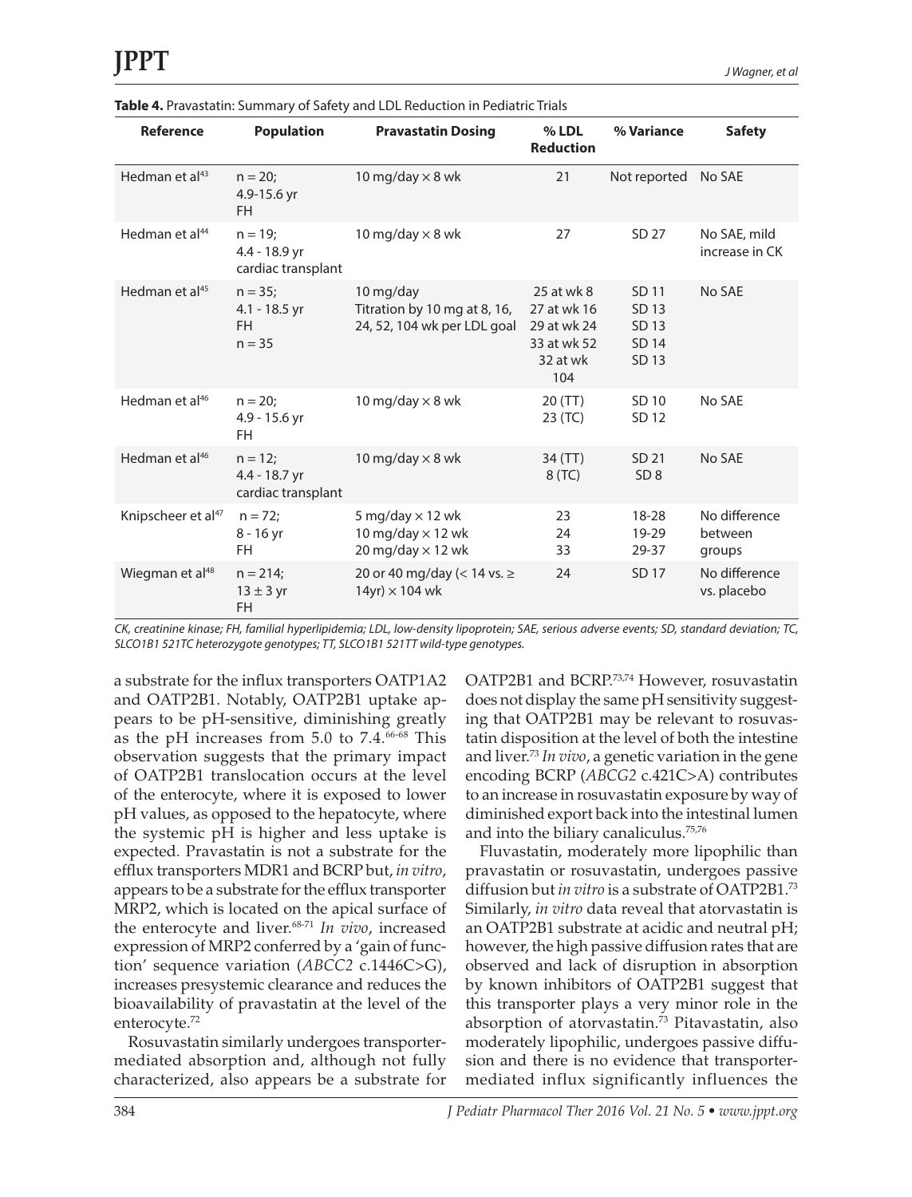**Table 4.** Pravastatin: Summary of Safety and LDL Reduction in Pediatric Trials

| Reference | Population | Pravastatin Dosing | % LDL Reduction | % Variance | Safety |
|---|---|---|---|---|---|
| Hedman et al[43] | n = 20; 4.9-15.6 yr FH | 10 mg/day × 8 wk | 21 | Not reported | No SAE |
| Hedman et al[44] | n = 19; 4.4 - 18.9 yr cardiac transplant | 10 mg/day × 8 wk | 27 | SD 27 | No SAE, mild increase in CK |
| Hedman et al[45] | n = 35; 4.1 - 18.5 yr FH n = 35 | 10 mg/day Titration by 10 mg at 8, 16, 24, 52, 104 wk per LDL goal | 25 at wk 8 27 at wk 16 29 at wk 24 33 at wk 52 32 at wk 104 | SD 11 SD 13 SD 13 SD 14 SD 13 | No SAE |
| Hedman et al[46] | n = 20; 4.9 - 15.6 yr FH | 10 mg/day × 8 wk | 20 (TT) 23 (TC) | SD 10 SD 12 | No SAE |
| Hedman et al[46] | n = 12; 4.4 - 18.7 yr cardiac transplant | 10 mg/day × 8 wk | 34 (TT) 8 (TC) | SD 21 SD 8 | No SAE |
| Knipscheer et al[47] | n = 72; 8 - 16 yr FH | 5 mg/day × 12 wk 10 mg/day × 12 wk 20 mg/day × 12 wk | 23 24 33 | 18-28 19-29 29-37 | No difference between groups |
| Wiegman et al[48] | n = 214; 13 ± 3 yr FH | 20 or 40 mg/day (< 14 vs. ≥ 14yr) × 104 wk | 24 | SD 17 | No difference vs. placebo |

*CK, creatinine kinase; FH, familial hyperlipidemia; LDL, low-density lipoprotein; SAE, serious adverse events; SD, standard deviation; TC, SLCO1B1 521TC heterozygote genotypes; TT, SLCO1B1 521TT wild-type genotypes.*

a substrate for the influx transporters OATP1A2 and OATP2B1. Notably, OATP2B1 uptake appears to be pH-sensitive, diminishing greatly as the pH increases from 5.0 to 7.4.[66-68] This observation suggests that the primary impact of OATP2B1 translocation occurs at the level of the enterocyte, where it is exposed to lower pH values, as opposed to the hepatocyte, where the systemic pH is higher and less uptake is expected. Pravastatin is not a substrate for the efflux transporters MDR1 and BCRP but, *in vitro*, appears to be a substrate for the efflux transporter MRP2, which is located on the apical surface of the enterocyte and liver.[68-71] *In vivo*, increased expression of MRP2 conferred by a 'gain of function' sequence variation (*ABCC2* c.1446C>G), increases presystemic clearance and reduces the bioavailability of pravastatin at the level of the enterocyte.[72]

Rosuvastatin similarly undergoes transporter-mediated absorption and, although not fully characterized, also appears be a substrate for OATP2B1 and BCRP.[73,74] However, rosuvastatin does not display the same pH sensitivity suggesting that OATP2B1 may be relevant to rosuvastatin disposition at the level of both the intestine and liver.[73] *In vivo*, a genetic variation in the gene encoding BCRP (*ABCG2* c.421C>A) contributes to an increase in rosuvastatin exposure by way of diminished export back into the intestinal lumen and into the biliary canaliculus.[75,76]

Fluvastatin, moderately more lipophilic than pravastatin or rosuvastatin, undergoes passive diffusion but *in vitro* is a substrate of OATP2B1.[73] Similarly, *in vitro* data reveal that atorvastatin is an OATP2B1 substrate at acidic and neutral pH; however, the high passive diffusion rates that are observed and lack of disruption in absorption by known inhibitors of OATP2B1 suggest that this transporter plays a very minor role in the absorption of atorvastatin.[73] Pitavastatin, also moderately lipophilic, undergoes passive diffusion and there is no evidence that transporter-mediated influx significantly influences the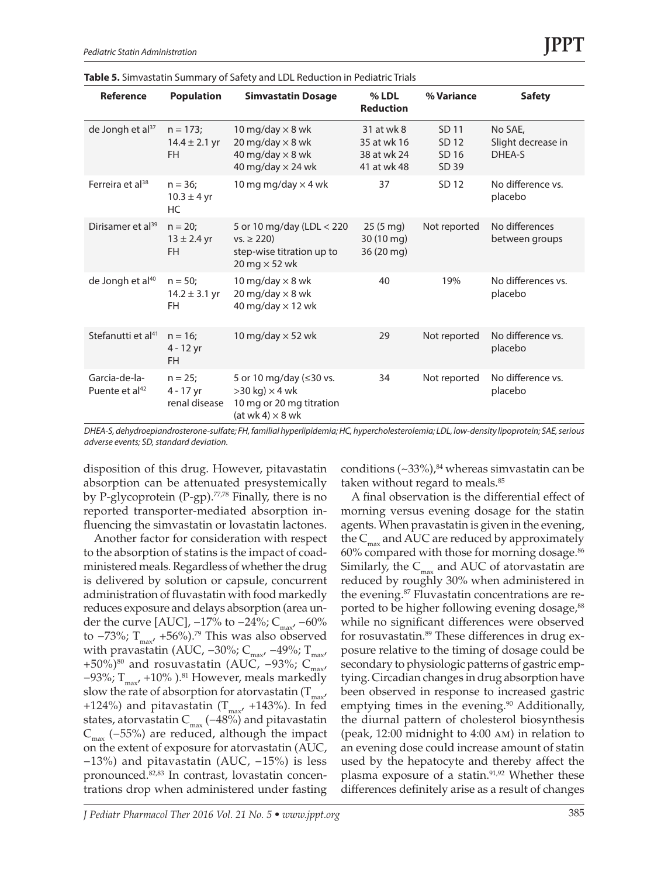**Table 5.** Simvastatin Summary of Safety and LDL Reduction in Pediatric Trials

| Reference | Population | Simvastatin Dosage | % LDL Reduction | % Variance | Safety |
|---|---|---|---|---|---|
| de Jongh et al[37] | n = 173; 14.4 ± 2.1 yr FH | 10 mg/day × 8 wk<br>20 mg/day × 8 wk<br>40 mg/day × 8 wk<br>40 mg/day × 24 wk | 31 at wk 8<br>35 at wk 16<br>38 at wk 24<br>41 at wk 48 | SD 11<br>SD 12<br>SD 16<br>SD 39 | No SAE, Slight decrease in DHEA-S |
| Ferreira et al[38] | n = 36; 10.3 ± 4 yr HC | 10 mg mg/day × 4 wk | 37 | SD 12 | No difference vs. placebo |
| Dirisamer et al[39] | n = 20; 13 ± 2.4 yr FH | 5 or 10 mg/day (LDL < 220 vs. ≥ 220) step-wise titration up to 20 mg × 52 wk | 25 (5 mg)<br>30 (10 mg)<br>36 (20 mg) | Not reported | No differences between groups |
| de Jongh et al[40] | n = 50; 14.2 ± 3.1 yr FH | 10 mg/day × 8 wk<br>20 mg/day × 8 wk<br>40 mg/day × 12 wk | 40 | 19% | No differences vs. placebo |
| Stefanutti et al[41] | n = 16; 4 - 12 yr FH | 10 mg/day × 52 wk | 29 | Not reported | No difference vs. placebo |
| Garcia-de-la-Puente et al[42] | n = 25; 4 - 17 yr renal disease | 5 or 10 mg/day (≤30 vs. >30 kg) × 4 wk<br>10 mg or 20 mg titration (at wk 4) × 8 wk | 34 | Not reported | No difference vs. placebo |

*DHEA-S, dehydroepiandrosterone-sulfate; FH, familial hyperlipidemia; HC, hypercholesterolemia; LDL, low-density lipoprotein; SAE, serious adverse events; SD, standard deviation.*

disposition of this drug. However, pitavastatin absorption can be attenuated presystemically by P-glycoprotein (P-gp).[77,78] Finally, there is no reported transporter-mediated absorption influencing the simvastatin or lovastatin lactones.

Another factor for consideration with respect to the absorption of statins is the impact of coadministered meals. Regardless of whether the drug is delivered by solution or capsule, concurrent administration of fluvastatin with food markedly reduces exposure and delays absorption (area under the curve [AUC], −17% to −24%; $C_{max}$, −60% to −73%; $T_{max}$, +56%).[79] This was also observed with pravastatin (AUC, −30%; $C_{max}$, −49%; $T_{max}$, +50%)[80] and rosuvastatin (AUC, −93%; $C_{max}$, −93%; $T_{max}$, +10% ).[81] However, meals markedly slow the rate of absorption for atorvastatin ($T_{max}$, +124%) and pitavastatin ($T_{max}$, +143%). In fed states, atorvastatin $C_{max}$ (−48%) and pitavastatin $C_{max}$ (−55%) are reduced, although the impact on the extent of exposure for atorvastatin (AUC, −13%) and pitavastatin (AUC, −15%) is less pronounced.[82,83] In contrast, lovastatin concentrations drop when administered under fasting conditions (~33%),[84] whereas simvastatin can be taken without regard to meals.[85]

A final observation is the differential effect of morning versus evening dosage for the statin agents. When pravastatin is given in the evening, the $C_{max}$ and AUC are reduced by approximately 60% compared with those for morning dosage.[86] Similarly, the $C_{max}$ and AUC of atorvastatin are reduced by roughly 30% when administered in the evening.[87] Fluvastatin concentrations are reported to be higher following evening dosage,[88] while no significant differences were observed for rosuvastatin.[89] These differences in drug exposure relative to the timing of dosage could be secondary to physiologic patterns of gastric emptying. Circadian changes in drug absorption have been observed in response to increased gastric emptying times in the evening.[90] Additionally, the diurnal pattern of cholesterol biosynthesis (peak, 12:00 midnight to 4:00 AM) in relation to an evening dose could increase amount of statin used by the hepatocyte and thereby affect the plasma exposure of a statin.[91,92] Whether these differences definitely arise as a result of changes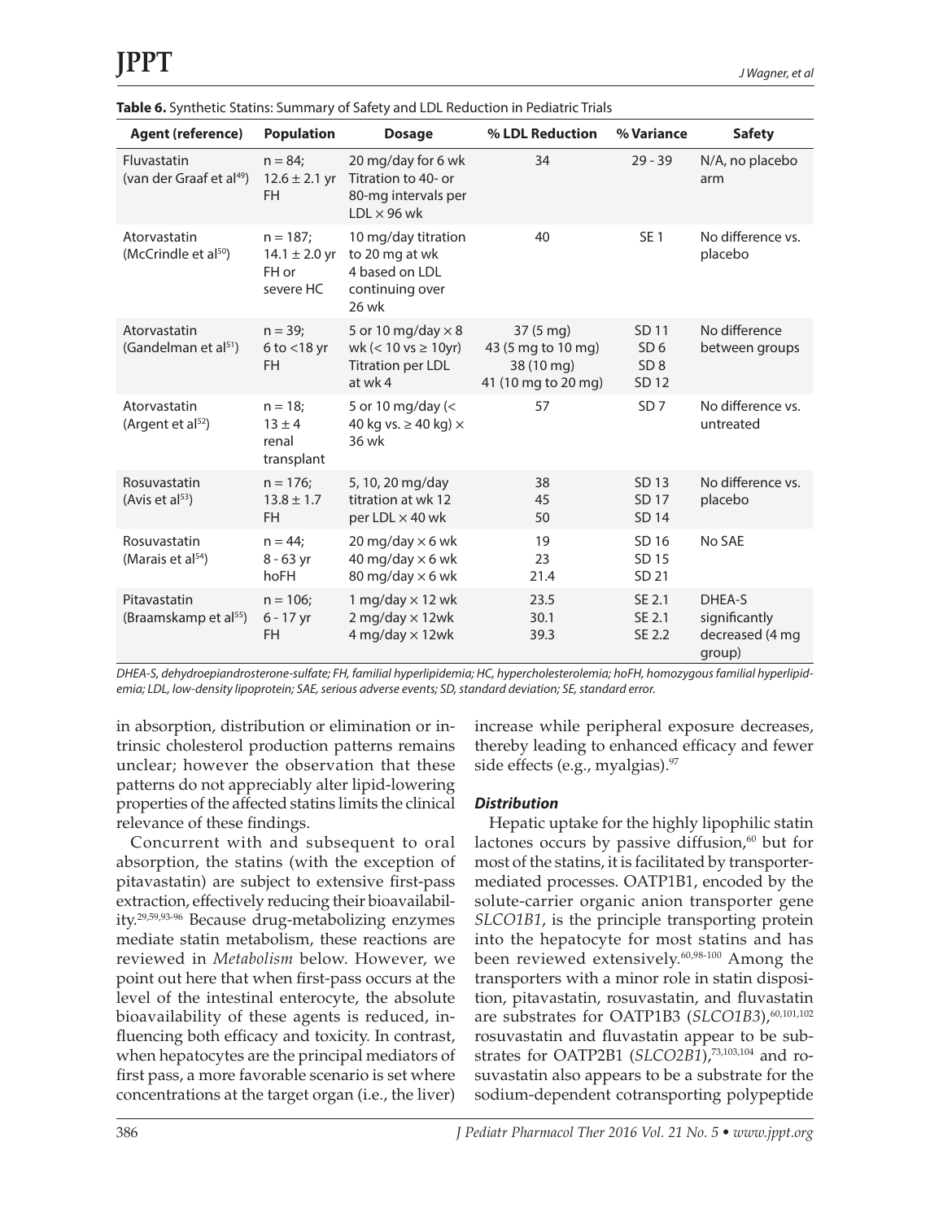**Table 6.** Synthetic Statins: Summary of Safety and LDL Reduction in Pediatric Trials

| Agent (reference) | Population | Dosage | % LDL Reduction | % Variance | Safety |
|---|---|---|---|---|---|
| Fluvastatin (van der Graaf et al[49]) | n = 84; 12.6 ± 2.1 yr FH | 20 mg/day for 6 wk Titration to 40- or 80-mg intervals per LDL × 96 wk | 34 | 29 - 39 | N/A, no placebo arm |
| Atorvastatin (McCrindle et al[50]) | n = 187; 14.1 ± 2.0 yr FH or severe HC | 10 mg/day titration to 20 mg at wk 4 based on LDL continuing over 26 wk | 40 | SE 1 | No difference vs. placebo |
| Atorvastatin (Gandelman et al[51]) | n = 39; 6 to <18 yr FH | 5 or 10 mg/day × 8 wk (< 10 vs ≥ 10yr) Titration per LDL at wk 4 | 37 (5 mg)<br>43 (5 mg to 10 mg)<br>38 (10 mg)<br>41 (10 mg to 20 mg) | SD 11<br>SD 6<br>SD 8<br>SD 12 | No difference between groups |
| Atorvastatin (Argent et al[52]) | n = 18; 13 ± 4 renal transplant | 5 or 10 mg/day (< 40 kg vs. ≥ 40 kg) × 36 wk | 57 | SD 7 | No difference vs. untreated |
| Rosuvastatin (Avis et al[53]) | n = 176; 13.8 ± 1.7 FH | 5, 10, 20 mg/day titration at wk 12 per LDL × 40 wk | 38<br>45<br>50 | SD 13<br>SD 17<br>SD 14 | No difference vs. placebo |
| Rosuvastatin (Marais et al[54]) | n = 44; 8 - 63 yr hoFH | 20 mg/day × 6 wk<br>40 mg/day × 6 wk<br>80 mg/day × 6 wk | 19<br>23<br>21.4 | SD 16<br>SD 15<br>SD 21 | No SAE |
| Pitavastatin (Braamskamp et al[55]) | n = 106; 6 - 17 yr FH | 1 mg/day × 12 wk<br>2 mg/day × 12wk<br>4 mg/day × 12wk | 23.5<br>30.1<br>39.3 | SE 2.1<br>SE 2.1<br>SE 2.2 | DHEA-S significantly decreased (4 mg group) |

*DHEA-S, dehydroepiandrosterone-sulfate; FH, familial hyperlipidemia; HC, hypercholesterolemia; hoFH, homozygous familial hyperlipidemia; LDL, low-density lipoprotein; SAE, serious adverse events; SD, standard deviation; SE, standard error.*

in absorption, distribution or elimination or intrinsic cholesterol production patterns remains unclear; however the observation that these patterns do not appreciably alter lipid-lowering properties of the affected statins limits the clinical relevance of these findings.

Concurrent with and subsequent to oral absorption, the statins (with the exception of pitavastatin) are subject to extensive first-pass extraction, effectively reducing their bioavailability.[29,59,93-96] Because drug-metabolizing enzymes mediate statin metabolism, these reactions are reviewed in *Metabolism* below. However, we point out here that when first-pass occurs at the level of the intestinal enterocyte, the absolute bioavailability of these agents is reduced, influencing both efficacy and toxicity. In contrast, when hepatocytes are the principal mediators of first pass, a more favorable scenario is set where concentrations at the target organ (i.e., the liver) increase while peripheral exposure decreases, thereby leading to enhanced efficacy and fewer side effects (e.g., myalgias).[97]

### *Distribution*

Hepatic uptake for the highly lipophilic statin lactones occurs by passive diffusion,[60] but for most of the statins, it is facilitated by transporter-mediated processes. OATP1B1, encoded by the solute-carrier organic anion transporter gene *SLCO1B1*, is the principle transporting protein into the hepatocyte for most statins and has been reviewed extensively.[60,98-100] Among the transporters with a minor role in statin disposition, pitavastatin, rosuvastatin, and fluvastatin are substrates for OATP1B3 (*SLCO1B3*),[60,101,102] rosuvastatin and fluvastatin appear to be substrates for OATP2B1 (*SLCO2B1*),[73,103,104] and rosuvastatin also appears to be a substrate for the sodium-dependent cotransporting polypeptide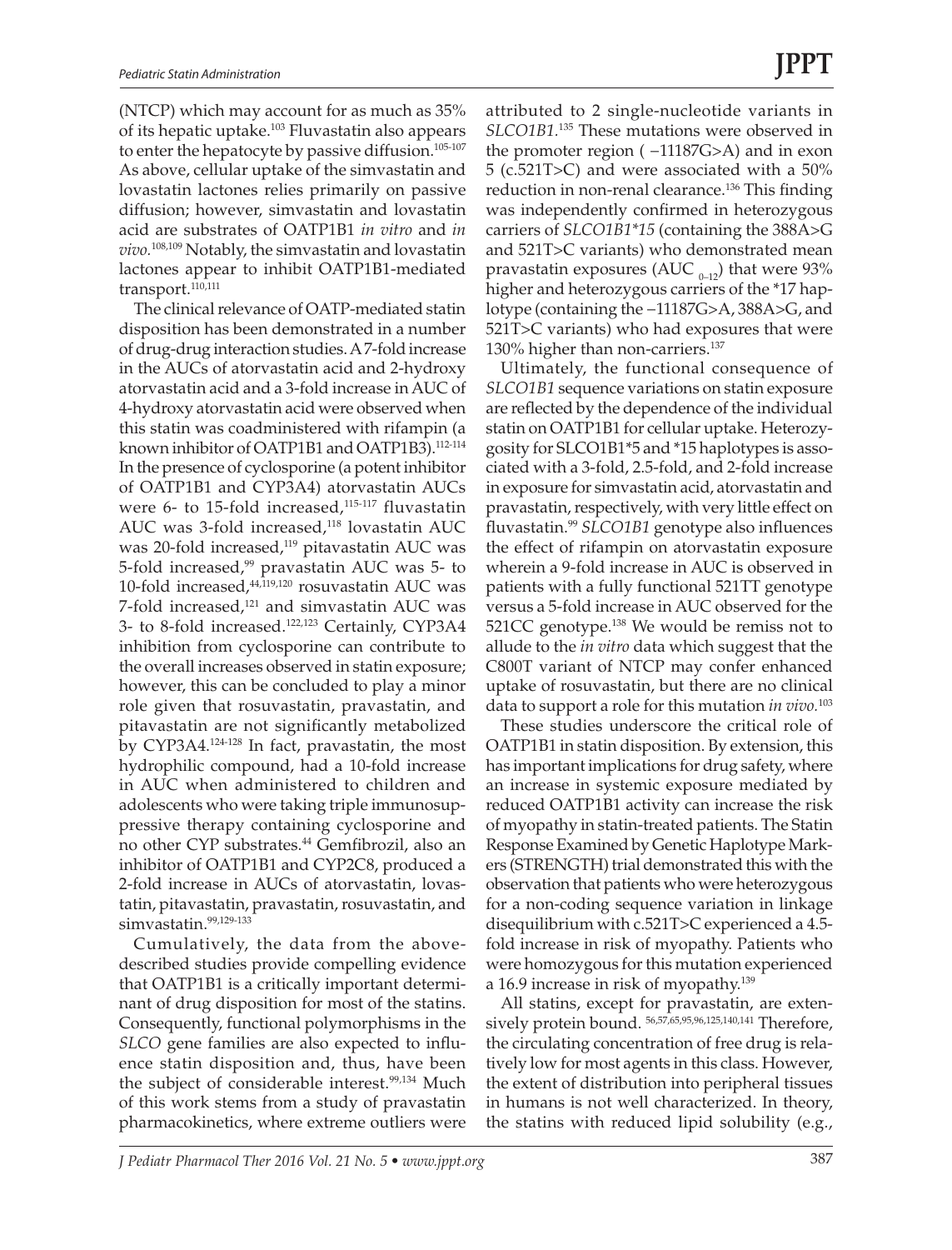(NTCP) which may account for as much as 35% of its hepatic uptake.[103] Fluvastatin also appears to enter the hepatocyte by passive diffusion.[105-107] As above, cellular uptake of the simvastatin and lovastatin lactones relies primarily on passive diffusion; however, simvastatin and lovastatin acid are substrates of OATP1B1 *in vitro* and *in vivo*.[108,109] Notably, the simvastatin and lovastatin lactones appear to inhibit OATP1B1-mediated transport.[110,111]

The clinical relevance of OATP-mediated statin disposition has been demonstrated in a number of drug-drug interaction studies. A 7-fold increase in the AUCs of atorvastatin acid and 2-hydroxy atorvastatin acid and a 3-fold increase in AUC of 4-hydroxy atorvastatin acid were observed when this statin was coadministered with rifampin (a known inhibitor of OATP1B1 and OATP1B3).[112-114] In the presence of cyclosporine (a potent inhibitor of OATP1B1 and CYP3A4) atorvastatin AUCs were 6- to 15-fold increased,[115-117] fluvastatin AUC was 3-fold increased,[118] lovastatin AUC was 20-fold increased,[119] pitavastatin AUC was 5-fold increased,[99] pravastatin AUC was 5- to 10-fold increased,[44,119,120] rosuvastatin AUC was 7-fold increased,[121] and simvastatin AUC was 3- to 8-fold increased.[122,123] Certainly, CYP3A4 inhibition from cyclosporine can contribute to the overall increases observed in statin exposure; however, this can be concluded to play a minor role given that rosuvastatin, pravastatin, and pitavastatin are not significantly metabolized by CYP3A4.[124-128] In fact, pravastatin, the most hydrophilic compound, had a 10-fold increase in AUC when administered to children and adolescents who were taking triple immunosuppressive therapy containing cyclosporine and no other CYP substrates.[44] Gemfibrozil, also an inhibitor of OATP1B1 and CYP2C8, produced a 2-fold increase in AUCs of atorvastatin, lovastatin, pitavastatin, pravastatin, rosuvastatin, and simvastatin.[99,129-133]

Cumulatively, the data from the above-described studies provide compelling evidence that OATP1B1 is a critically important determinant of drug disposition for most of the statins. Consequently, functional polymorphisms in the *SLCO* gene families are also expected to influence statin disposition and, thus, have been the subject of considerable interest.[99,134] Much of this work stems from a study of pravastatin pharmacokinetics, where extreme outliers were attributed to 2 single-nucleotide variants in *SLCO1B1*.[135] These mutations were observed in the promoter region ( −11187G>A) and in exon 5 (c.521T>C) and were associated with a 50% reduction in non-renal clearance.[136] This finding was independently confirmed in heterozygous carriers of *SLCO1B1\*15* (containing the 388A>G and 521T>C variants) who demonstrated mean pravastatin exposures ($AUC_{0-12}$) that were 93% higher and heterozygous carriers of the \*17 haplotype (containing the −11187G>A, 388A>G, and 521T>C variants) who had exposures that were 130% higher than non-carriers.[137]

Ultimately, the functional consequence of *SLCO1B1* sequence variations on statin exposure are reflected by the dependence of the individual statin on OATP1B1 for cellular uptake. Heterozygosity for SLCO1B1\*5 and \*15 haplotypes is associated with a 3-fold, 2.5-fold, and 2-fold increase in exposure for simvastatin acid, atorvastatin and pravastatin, respectively, with very little effect on fluvastatin.[99] *SLCO1B1* genotype also influences the effect of rifampin on atorvastatin exposure wherein a 9-fold increase in AUC is observed in patients with a fully functional 521TT genotype versus a 5-fold increase in AUC observed for the 521CC genotype.[138] We would be remiss not to allude to the *in vitro* data which suggest that the C800T variant of NTCP may confer enhanced uptake of rosuvastatin, but there are no clinical data to support a role for this mutation *in vivo*.[103]

These studies underscore the critical role of OATP1B1 in statin disposition. By extension, this has important implications for drug safety, where an increase in systemic exposure mediated by reduced OATP1B1 activity can increase the risk of myopathy in statin-treated patients. The Statin Response Examined by Genetic Haplotype Markers (STRENGTH) trial demonstrated this with the observation that patients who were heterozygous for a non-coding sequence variation in linkage disequilibrium with c.521T>C experienced a 4.5-fold increase in risk of myopathy. Patients who were homozygous for this mutation experienced a 16.9 increase in risk of myopathy.[139]

All statins, except for pravastatin, are extensively protein bound. [56,57,65,95,96,125,140,141] Therefore, the circulating concentration of free drug is relatively low for most agents in this class. However, the extent of distribution into peripheral tissues in humans is not well characterized. In theory, the statins with reduced lipid solubility (e.g.,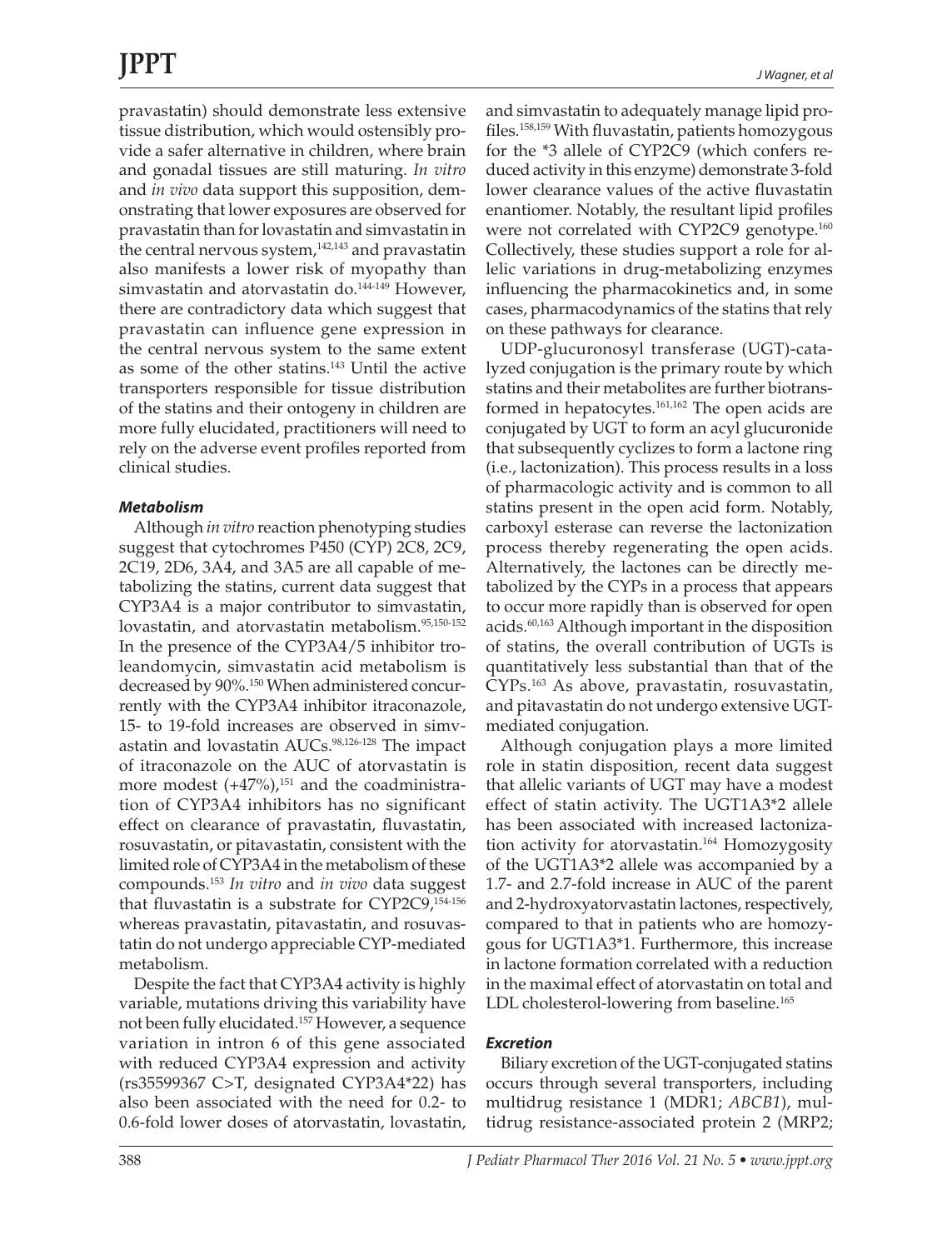pravastatin) should demonstrate less extensive tissue distribution, which would ostensibly provide a safer alternative in children, where brain and gonadal tissues are still maturing. *In vitro* and *in vivo* data support this supposition, demonstrating that lower exposures are observed for pravastatin than for lovastatin and simvastatin in the central nervous system,[142,143] and pravastatin also manifests a lower risk of myopathy than simvastatin and atorvastatin do.[144-149] However, there are contradictory data which suggest that pravastatin can influence gene expression in the central nervous system to the same extent as some of the other statins.[143] Until the active transporters responsible for tissue distribution of the statins and their ontogeny in children are more fully elucidated, practitioners will need to rely on the adverse event profiles reported from clinical studies.

### *Metabolism*

Although *in vitro* reaction phenotyping studies suggest that cytochromes P450 (CYP) 2C8, 2C9, 2C19, 2D6, 3A4, and 3A5 are all capable of metabolizing the statins, current data suggest that CYP3A4 is a major contributor to simvastatin, lovastatin, and atorvastatin metabolism.[95,150-152] In the presence of the CYP3A4/5 inhibitor troleandomycin, simvastatin acid metabolism is decreased by 90%.[150] When administered concurrently with the CYP3A4 inhibitor itraconazole, 15- to 19-fold increases are observed in simvastatin and lovastatin AUCs.[98,126-128] The impact of itraconazole on the AUC of atorvastatin is more modest (+47%),[151] and the coadministration of CYP3A4 inhibitors has no significant effect on clearance of pravastatin, fluvastatin, rosuvastatin, or pitavastatin, consistent with the limited role of CYP3A4 in the metabolism of these compounds.[153] *In vitro* and *in vivo* data suggest that fluvastatin is a substrate for CYP2C9,[154-156] whereas pravastatin, pitavastatin, and rosuvastatin do not undergo appreciable CYP-mediated metabolism.

Despite the fact that CYP3A4 activity is highly variable, mutations driving this variability have not been fully elucidated.[157] However, a sequence variation in intron 6 of this gene associated with reduced CYP3A4 expression and activity (rs35599367 C>T, designated CYP3A4*22) has also been associated with the need for 0.2- to 0.6-fold lower doses of atorvastatin, lovastatin, and simvastatin to adequately manage lipid profiles.[158,159] With fluvastatin, patients homozygous for the *3 allele of CYP2C9 (which confers reduced activity in this enzyme) demonstrate 3-fold lower clearance values of the active fluvastatin enantiomer. Notably, the resultant lipid profiles were not correlated with CYP2C9 genotype.[160] Collectively, these studies support a role for allelic variations in drug-metabolizing enzymes influencing the pharmacokinetics and, in some cases, pharmacodynamics of the statins that rely on these pathways for clearance.

UDP-glucuronosyl transferase (UGT)-catalyzed conjugation is the primary route by which statins and their metabolites are further biotransformed in hepatocytes.[161,162] The open acids are conjugated by UGT to form an acyl glucuronide that subsequently cyclizes to form a lactone ring (i.e., lactonization). This process results in a loss of pharmacologic activity and is common to all statins present in the open acid form. Notably, carboxyl esterase can reverse the lactonization process thereby regenerating the open acids. Alternatively, the lactones can be directly metabolized by the CYPs in a process that appears to occur more rapidly than is observed for open acids.[60,163] Although important in the disposition of statins, the overall contribution of UGTs is quantitatively less substantial than that of the CYPs.[163] As above, pravastatin, rosuvastatin, and pitavastatin do not undergo extensive UGT-mediated conjugation.

Although conjugation plays a more limited role in statin disposition, recent data suggest that allelic variants of UGT may have a modest effect of statin activity. The UGT1A3*2 allele has been associated with increased lactonization activity for atorvastatin.[164] Homozygosity of the UGT1A3*2 allele was accompanied by a 1.7- and 2.7-fold increase in AUC of the parent and 2-hydroxyatorvastatin lactones, respectively, compared to that in patients who are homozygous for UGT1A3*1. Furthermore, this increase in lactone formation correlated with a reduction in the maximal effect of atorvastatin on total and LDL cholesterol-lowering from baseline.[165]

### *Excretion*

Biliary excretion of the UGT-conjugated statins occurs through several transporters, including multidrug resistance 1 (MDR1; *ABCB1*), multidrug resistance-associated protein 2 (MRP2;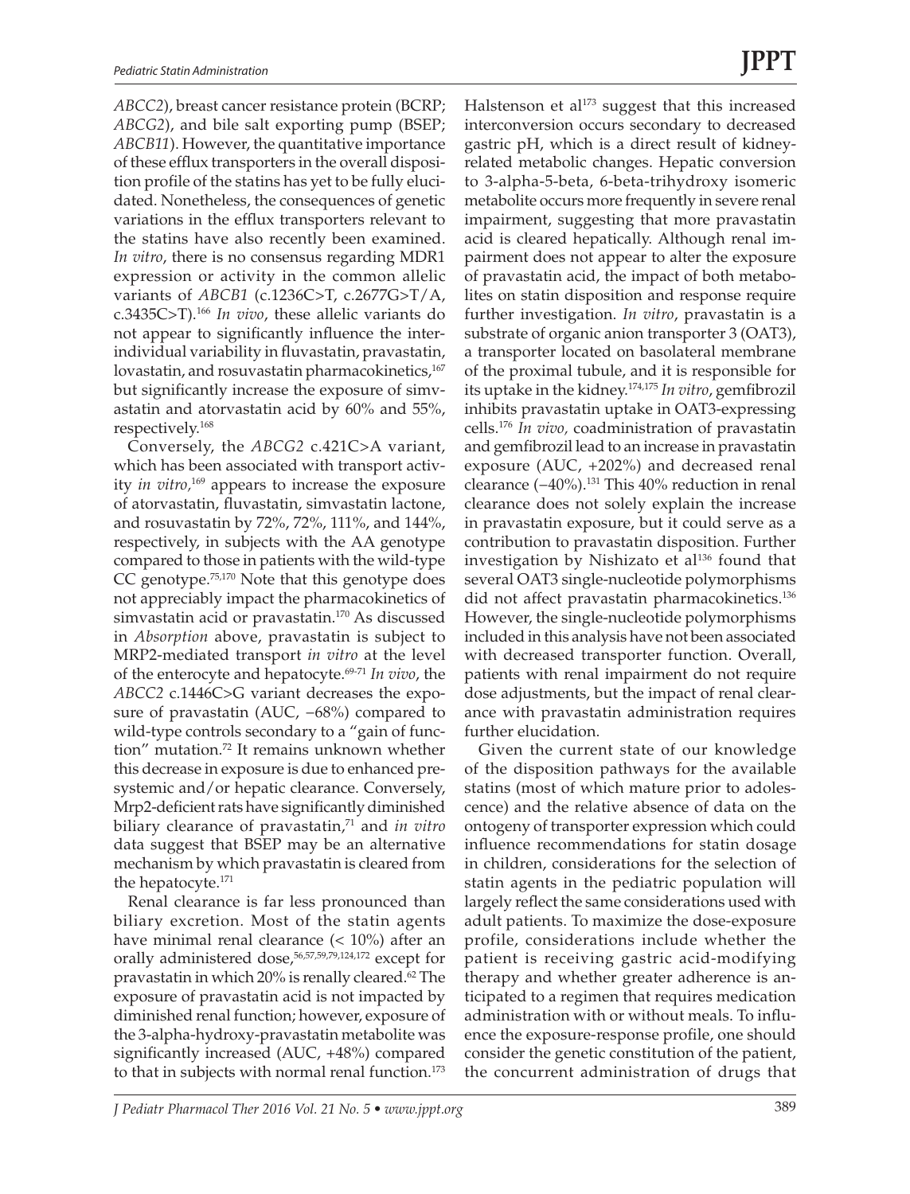*ABCC2*), breast cancer resistance protein (BCRP; *ABCG2*), and bile salt exporting pump (BSEP; *ABCB11*). However, the quantitative importance of these efflux transporters in the overall disposition profile of the statins has yet to be fully elucidated. Nonetheless, the consequences of genetic variations in the efflux transporters relevant to the statins have also recently been examined. *In vitro*, there is no consensus regarding MDR1 expression or activity in the common allelic variants of *ABCB1* (c.1236C>T, c.2677G>T/A, c.3435C>T).[166] *In vivo*, these allelic variants do not appear to significantly influence the interindividual variability in fluvastatin, pravastatin, lovastatin, and rosuvastatin pharmacokinetics,[167] but significantly increase the exposure of simvastatin and atorvastatin acid by 60% and 55%, respectively.[168]

Conversely, the *ABCG2* c.421C>A variant, which has been associated with transport activity *in vitro*,[169] appears to increase the exposure of atorvastatin, fluvastatin, simvastatin lactone, and rosuvastatin by 72%, 72%, 111%, and 144%, respectively, in subjects with the AA genotype compared to those in patients with the wild-type CC genotype.[75,170] Note that this genotype does not appreciably impact the pharmacokinetics of simvastatin acid or pravastatin.[170] As discussed in *Absorption* above, pravastatin is subject to MRP2-mediated transport *in vitro* at the level of the enterocyte and hepatocyte.[69-71] *In vivo*, the *ABCC2* c.1446C>G variant decreases the exposure of pravastatin (AUC, −68%) compared to wild-type controls secondary to a "gain of function" mutation.[72] It remains unknown whether this decrease in exposure is due to enhanced presystemic and/or hepatic clearance. Conversely, Mrp2-deficient rats have significantly diminished biliary clearance of pravastatin,[71] and *in vitro* data suggest that BSEP may be an alternative mechanism by which pravastatin is cleared from the hepatocyte.[171]

Renal clearance is far less pronounced than biliary excretion. Most of the statin agents have minimal renal clearance (< 10%) after an orally administered dose,[56,57,59,79,124,172] except for pravastatin in which 20% is renally cleared.[62] The exposure of pravastatin acid is not impacted by diminished renal function; however, exposure of the 3-alpha-hydroxy-pravastatin metabolite was significantly increased (AUC, +48%) compared to that in subjects with normal renal function.[173] Halstenson et al[173] suggest that this increased interconversion occurs secondary to decreased gastric pH, which is a direct result of kidney-related metabolic changes. Hepatic conversion to 3-alpha-5-beta, 6-beta-trihydroxy isomeric metabolite occurs more frequently in severe renal impairment, suggesting that more pravastatin acid is cleared hepatically. Although renal impairment does not appear to alter the exposure of pravastatin acid, the impact of both metabolites on statin disposition and response require further investigation. *In vitro*, pravastatin is a substrate of organic anion transporter 3 (OAT3), a transporter located on basolateral membrane of the proximal tubule, and it is responsible for its uptake in the kidney.[174,175] *In vitro*, gemfibrozil inhibits pravastatin uptake in OAT3-expressing cells.[176] *In vivo*, coadministration of pravastatin and gemfibrozil lead to an increase in pravastatin exposure (AUC, +202%) and decreased renal clearance (−40%).[131] This 40% reduction in renal clearance does not solely explain the increase in pravastatin exposure, but it could serve as a contribution to pravastatin disposition. Further investigation by Nishizato et al[136] found that several OAT3 single-nucleotide polymorphisms did not affect pravastatin pharmacokinetics.[136] However, the single-nucleotide polymorphisms included in this analysis have not been associated with decreased transporter function. Overall, patients with renal impairment do not require dose adjustments, but the impact of renal clearance with pravastatin administration requires further elucidation.

Given the current state of our knowledge of the disposition pathways for the available statins (most of which mature prior to adolescence) and the relative absence of data on the ontogeny of transporter expression which could influence recommendations for statin dosage in children, considerations for the selection of statin agents in the pediatric population will largely reflect the same considerations used with adult patients. To maximize the dose-exposure profile, considerations include whether the patient is receiving gastric acid-modifying therapy and whether greater adherence is anticipated to a regimen that requires medication administration with or without meals. To influence the exposure-response profile, one should consider the genetic constitution of the patient, the concurrent administration of drugs that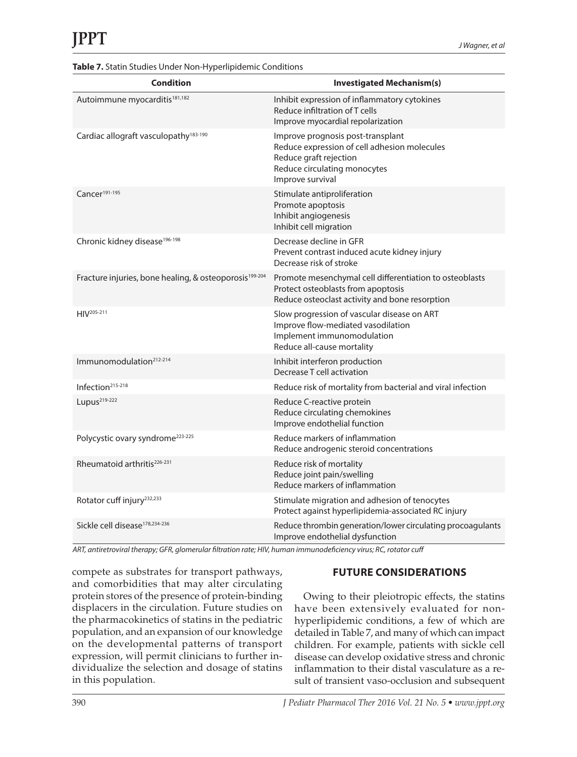**Table 7.** Statin Studies Under Non-Hyperlipidemic Conditions

| Condition | Investigated Mechanism(s) |
|---|---|
| Autoimmune myocarditis[181,182] | Inhibit expression of inflammatory cytokines<br>Reduce infiltration of T cells<br>Improve myocardial repolarization |
| Cardiac allograft vasculopathy[183-190] | Improve prognosis post-transplant<br>Reduce expression of cell adhesion molecules<br>Reduce graft rejection<br>Reduce circulating monocytes<br>Improve survival |
| Cancer[191-195] | Stimulate antiproliferation<br>Promote apoptosis<br>Inhibit angiogenesis<br>Inhibit cell migration |
| Chronic kidney disease[196-198] | Decrease decline in GFR<br>Prevent contrast induced acute kidney injury<br>Decrease risk of stroke |
| Fracture injuries, bone healing, & osteoporosis[199-204] | Promote mesenchymal cell differentiation to osteoblasts<br>Protect osteoblasts from apoptosis<br>Reduce osteoclast activity and bone resorption |
| HIV[205-211] | Slow progression of vascular disease on ART<br>Improve flow-mediated vasodilation<br>Implement immunomodulation<br>Reduce all-cause mortality |
| Immunomodulation[212-214] | Inhibit interferon production<br>Decrease T cell activation |
| Infection[215-218] | Reduce risk of mortality from bacterial and viral infection |
| Lupus[219-222] | Reduce C-reactive protein<br>Reduce circulating chemokines<br>Improve endothelial function |
| Polycystic ovary syndrome[223-225] | Reduce markers of inflammation<br>Reduce androgenic steroid concentrations |
| Rheumatoid arthritis[226-231] | Reduce risk of mortality<br>Reduce joint pain/swelling<br>Reduce markers of inflammation |
| Rotator cuff injury[232,233] | Stimulate migration and adhesion of tenocytes<br>Protect against hyperlipidemia-associated RC injury |
| Sickle cell disease[178,234-236] | Reduce thrombin generation/lower circulating procoagulants<br>Improve endothelial dysfunction |

*ART, antiretroviral therapy; GFR, glomerular filtration rate; HIV, human immunodeficiency virus; RC, rotator cuff*

compete as substrates for transport pathways, and comorbidities that may alter circulating protein stores of the presence of protein-binding displacers in the circulation. Future studies on the pharmacokinetics of statins in the pediatric population, and an expansion of our knowledge on the developmental patterns of transport expression, will permit clinicians to further individualize the selection and dosage of statins in this population.

## FUTURE CONSIDERATIONS

Owing to their pleiotropic effects, the statins have been extensively evaluated for non-hyperlipidemic conditions, a few of which are detailed in Table 7, and many of which can impact children. For example, patients with sickle cell disease can develop oxidative stress and chronic inflammation to their distal vasculature as a result of transient vaso-occlusion and subsequent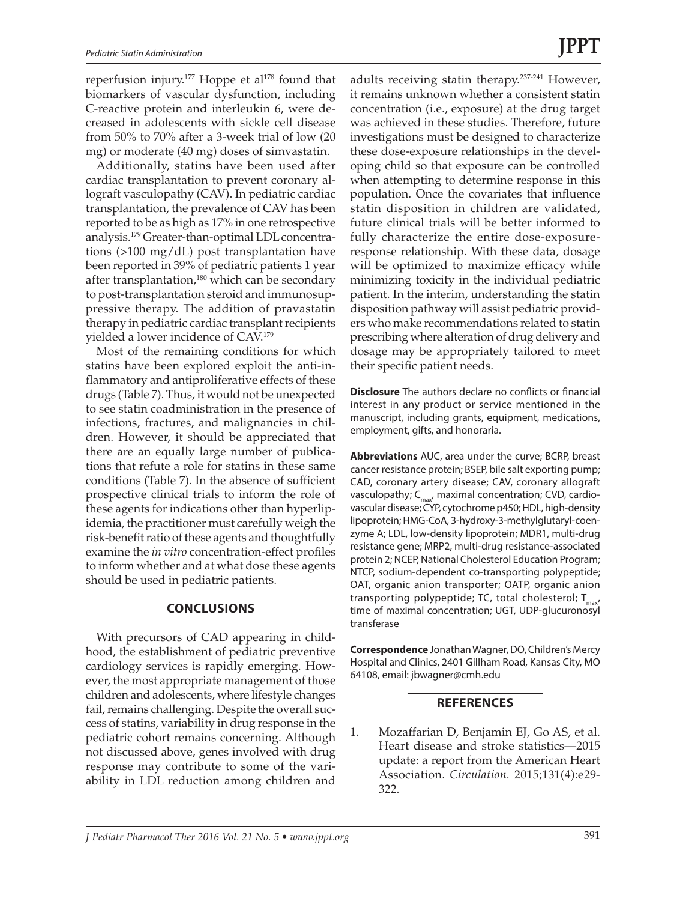reperfusion injury.[177] Hoppe et al[178] found that biomarkers of vascular dysfunction, including C-reactive protein and interleukin 6, were decreased in adolescents with sickle cell disease from 50% to 70% after a 3-week trial of low (20 mg) or moderate (40 mg) doses of simvastatin.

Additionally, statins have been used after cardiac transplantation to prevent coronary allograft vasculopathy (CAV). In pediatric cardiac transplantation, the prevalence of CAV has been reported to be as high as 17% in one retrospective analysis.[179] Greater-than-optimal LDL concentrations (>100 mg/dL) post transplantation have been reported in 39% of pediatric patients 1 year after transplantation,[180] which can be secondary to post-transplantation steroid and immunosuppressive therapy. The addition of pravastatin therapy in pediatric cardiac transplant recipients yielded a lower incidence of CAV.[179]

Most of the remaining conditions for which statins have been explored exploit the anti-inflammatory and antiproliferative effects of these drugs (Table 7). Thus, it would not be unexpected to see statin coadministration in the presence of infections, fractures, and malignancies in children. However, it should be appreciated that there are an equally large number of publications that refute a role for statins in these same conditions (Table 7). In the absence of sufficient prospective clinical trials to inform the role of these agents for indications other than hyperlipidemia, the practitioner must carefully weigh the risk-benefit ratio of these agents and thoughtfully examine the *in vitro* concentration-effect profiles to inform whether and at what dose these agents should be used in pediatric patients.

## CONCLUSIONS

With precursors of CAD appearing in childhood, the establishment of pediatric preventive cardiology services is rapidly emerging. However, the most appropriate management of those children and adolescents, where lifestyle changes fail, remains challenging. Despite the overall success of statins, variability in drug response in the pediatric cohort remains concerning. Although not discussed above, genes involved with drug response may contribute to some of the variability in LDL reduction among children and adults receiving statin therapy.[237-241] However, it remains unknown whether a consistent statin concentration (i.e., exposure) at the drug target was achieved in these studies. Therefore, future investigations must be designed to characterize these dose-exposure relationships in the developing child so that exposure can be controlled when attempting to determine response in this population. Once the covariates that influence statin disposition in children are validated, future clinical trials will be better informed to fully characterize the entire dose-exposure-response relationship. With these data, dosage will be optimized to maximize efficacy while minimizing toxicity in the individual pediatric patient. In the interim, understanding the statin disposition pathway will assist pediatric providers who make recommendations related to statin prescribing where alteration of drug delivery and dosage may be appropriately tailored to meet their specific patient needs.

**Disclosure** The authors declare no conflicts or financial interest in any product or service mentioned in the manuscript, including grants, equipment, medications, employment, gifts, and honoraria.

**Abbreviations** AUC, area under the curve; BCRP, breast cancer resistance protein; BSEP, bile salt exporting pump; CAD, coronary artery disease; CAV, coronary allograft vasculopathy; $C_{max}$, maximal concentration; CVD, cardiovascular disease; CYP, cytochrome p450; HDL, high-density lipoprotein; HMG-CoA, 3-hydroxy-3-methylglutaryl-coenzyme A; LDL, low-density lipoprotein; MDR1, multi-drug resistance gene; MRP2, multi-drug resistance-associated protein 2; NCEP, National Cholesterol Education Program; NTCP, sodium-dependent co-transporting polypeptide; OAT, organic anion transporter; OATP, organic anion transporting polypeptide; TC, total cholesterol; $T_{max}$, time of maximal concentration; UGT, UDP-glucuronosyl transferase

**Correspondence** Jonathan Wagner, DO, Children's Mercy Hospital and Clinics, 2401 Gillham Road, Kansas City, MO 64108, email: jbwagner@cmh.edu

## REFERENCES

1. Mozaffarian D, Benjamin EJ, Go AS, et al. Heart disease and stroke statistics—2015 update: a report from the American Heart Association. *Circulation.* 2015;131(4):e29-322.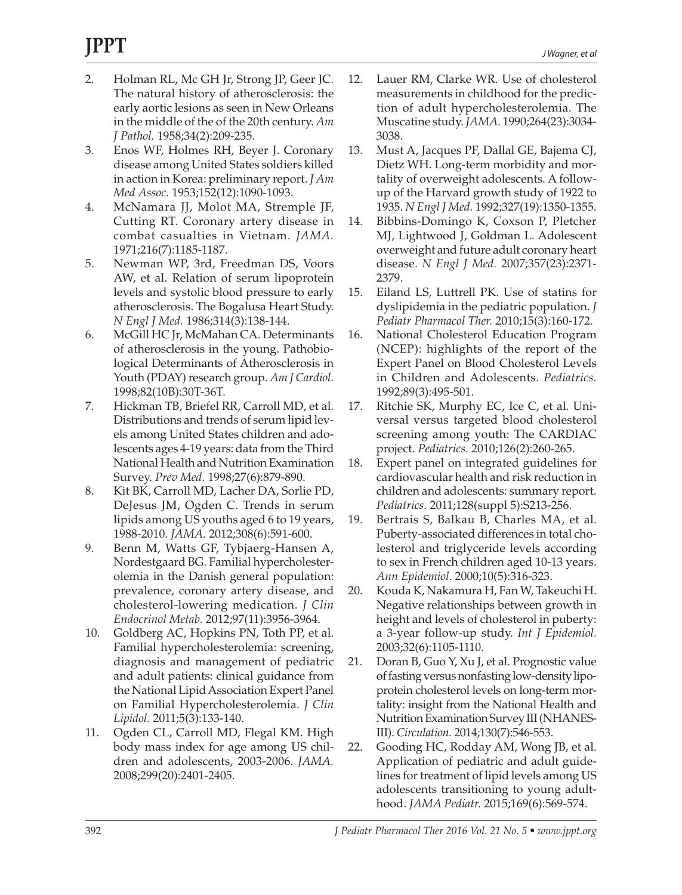2. Holman RL, Mc GH Jr, Strong JP, Geer JC. The natural history of atherosclerosis: the early aortic lesions as seen in New Orleans in the middle of the of the 20th century. *Am J Pathol.* 1958;34(2):209-235.
3. Enos WF, Holmes RH, Beyer J. Coronary disease among United States soldiers killed in action in Korea: preliminary report. *J Am Med Assoc.* 1953;152(12):1090-1093.
4. McNamara JJ, Molot MA, Stremple JF, Cutting RT. Coronary artery disease in combat casualties in Vietnam. *JAMA.* 1971;216(7):1185-1187.
5. Newman WP, 3rd, Freedman DS, Voors AW, et al. Relation of serum lipoprotein levels and systolic blood pressure to early atherosclerosis. The Bogalusa Heart Study. *N Engl J Med.* 1986;314(3):138-144.
6. McGill HC Jr, McMahan CA. Determinants of atherosclerosis in the young. Pathobiological Determinants of Atherosclerosis in Youth (PDAY) research group. *Am J Cardiol.* 1998;82(10B):30T-36T.
7. Hickman TB, Briefel RR, Carroll MD, et al. Distributions and trends of serum lipid levels among United States children and adolescents ages 4-19 years: data from the Third National Health and Nutrition Examination Survey. *Prev Med.* 1998;27(6):879-890.
8. Kit BK, Carroll MD, Lacher DA, Sorlie PD, DeJesus JM, Ogden C. Trends in serum lipids among US youths aged 6 to 19 years, 1988-2010. *JAMA.* 2012;308(6):591-600.
9. Benn M, Watts GF, Tybjaerg-Hansen A, Nordestgaard BG. Familial hypercholesterolemia in the Danish general population: prevalence, coronary artery disease, and cholesterol-lowering medication. *J Clin Endocrinol Metab.* 2012;97(11):3956-3964.
10. Goldberg AC, Hopkins PN, Toth PP, et al. Familial hypercholesterolemia: screening, diagnosis and management of pediatric and adult patients: clinical guidance from the National Lipid Association Expert Panel on Familial Hypercholesterolemia. *J Clin Lipidol.* 2011;5(3):133-140.
11. Ogden CL, Carroll MD, Flegal KM. High body mass index for age among US children and adolescents, 2003-2006. *JAMA.* 2008;299(20):2401-2405.
12. Lauer RM, Clarke WR. Use of cholesterol measurements in childhood for the prediction of adult hypercholesterolemia. The Muscatine study. *JAMA.* 1990;264(23):3034-3038.
13. Must A, Jacques PF, Dallal GE, Bajema CJ, Dietz WH. Long-term morbidity and mortality of overweight adolescents. A follow-up of the Harvard growth study of 1922 to 1935. *N Engl J Med.* 1992;327(19):1350-1355.
14. Bibbins-Domingo K, Coxson P, Pletcher MJ, Lightwood J, Goldman L. Adolescent overweight and future adult coronary heart disease. *N Engl J Med.* 2007;357(23):2371-2379.
15. Eiland LS, Luttrell PK. Use of statins for dyslipidemia in the pediatric population. *J Pediatr Pharmacol Ther.* 2010;15(3):160-172.
16. National Cholesterol Education Program (NCEP): highlights of the report of the Expert Panel on Blood Cholesterol Levels in Children and Adolescents. *Pediatrics.* 1992;89(3):495-501.
17. Ritchie SK, Murphy EC, Ice C, et al. Universal versus targeted blood cholesterol screening among youth: The CARDIAC project. *Pediatrics.* 2010;126(2):260-265.
18. Expert panel on integrated guidelines for cardiovascular health and risk reduction in children and adolescents: summary report. *Pediatrics.* 2011;128(suppl 5):S213-256.
19. Bertrais S, Balkau B, Charles MA, et al. Puberty-associated differences in total cholesterol and triglyceride levels according to sex in French children aged 10-13 years. *Ann Epidemiol.* 2000;10(5):316-323.
20. Kouda K, Nakamura H, Fan W, Takeuchi H. Negative relationships between growth in height and levels of cholesterol in puberty: a 3-year follow-up study. *Int J Epidemiol.* 2003;32(6):1105-1110.
21. Doran B, Guo Y, Xu J, et al. Prognostic value of fasting versus nonfasting low-density lipoprotein cholesterol levels on long-term mortality: insight from the National Health and Nutrition Examination Survey III (NHANES-III). *Circulation.* 2014;130(7):546-553.
22. Gooding HC, Rodday AM, Wong JB, et al. Application of pediatric and adult guidelines for treatment of lipid levels among US adolescents transitioning to young adulthood. *JAMA Pediatr.* 2015;169(6):569-574.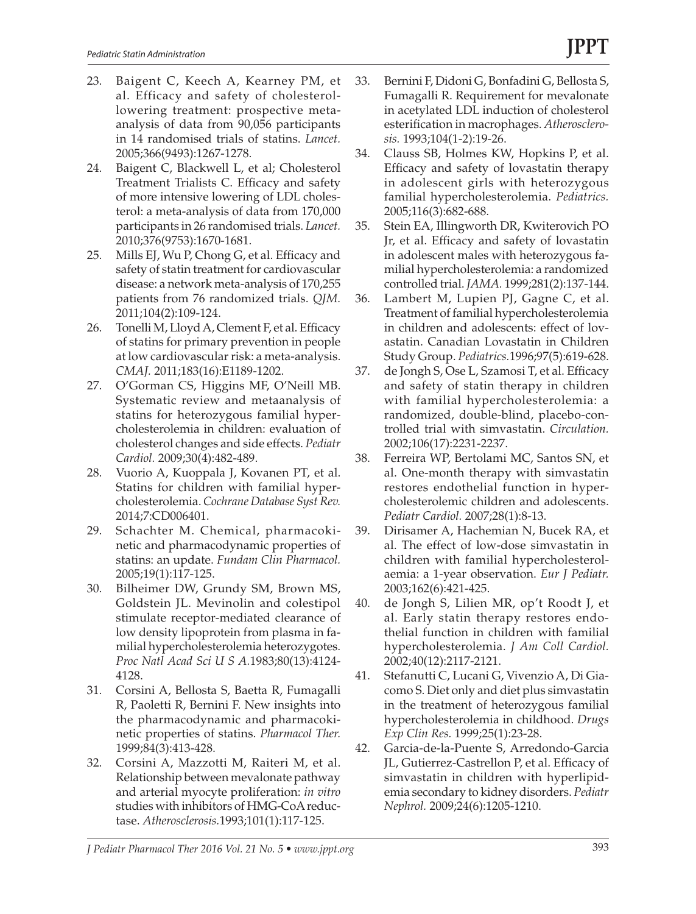23. Baigent C, Keech A, Kearney PM, et al. Efficacy and safety of cholesterol-lowering treatment: prospective meta-analysis of data from 90,056 participants in 14 randomised trials of statins. *Lancet.* 2005;366(9493):1267-1278.
24. Baigent C, Blackwell L, et al; Cholesterol Treatment Trialists C. Efficacy and safety of more intensive lowering of LDL cholesterol: a meta-analysis of data from 170,000 participants in 26 randomised trials. *Lancet.* 2010;376(9753):1670-1681.
25. Mills EJ, Wu P, Chong G, et al. Efficacy and safety of statin treatment for cardiovascular disease: a network meta-analysis of 170,255 patients from 76 randomized trials. *QJM.* 2011;104(2):109-124.
26. Tonelli M, Lloyd A, Clement F, et al. Efficacy of statins for primary prevention in people at low cardiovascular risk: a meta-analysis. *CMAJ.* 2011;183(16):E1189-1202.
27. O'Gorman CS, Higgins MF, O'Neill MB. Systematic review and metaanalysis of statins for heterozygous familial hypercholesterolemia in children: evaluation of cholesterol changes and side effects. *Pediatr Cardiol.* 2009;30(4):482-489.
28. Vuorio A, Kuoppala J, Kovanen PT, et al. Statins for children with familial hypercholesterolemia. *Cochrane Database Syst Rev.* 2014;7:CD006401.
29. Schachter M. Chemical, pharmacokinetic and pharmacodynamic properties of statins: an update. *Fundam Clin Pharmacol.* 2005;19(1):117-125.
30. Bilheimer DW, Grundy SM, Brown MS, Goldstein JL. Mevinolin and colestipol stimulate receptor-mediated clearance of low density lipoprotein from plasma in familial hypercholesterolemia heterozygotes. *Proc Natl Acad Sci U S A.*1983;80(13):4124-4128.
31. Corsini A, Bellosta S, Baetta R, Fumagalli R, Paoletti R, Bernini F. New insights into the pharmacodynamic and pharmacokinetic properties of statins. *Pharmacol Ther.* 1999;84(3):413-428.
32. Corsini A, Mazzotti M, Raiteri M, et al. Relationship between mevalonate pathway and arterial myocyte proliferation: *in vitro* studies with inhibitors of HMG-CoA reductase. *Atherosclerosis.*1993;101(1):117-125.
33. Bernini F, Didoni G, Bonfadini G, Bellosta S, Fumagalli R. Requirement for mevalonate in acetylated LDL induction of cholesterol esterification in macrophages. *Atherosclerosis.* 1993;104(1-2):19-26.
34. Clauss SB, Holmes KW, Hopkins P, et al. Efficacy and safety of lovastatin therapy in adolescent girls with heterozygous familial hypercholesterolemia. *Pediatrics.* 2005;116(3):682-688.
35. Stein EA, Illingworth DR, Kwiterovich PO Jr, et al. Efficacy and safety of lovastatin in adolescent males with heterozygous familial hypercholesterolemia: a randomized controlled trial. *JAMA.* 1999;281(2):137-144.
36. Lambert M, Lupien PJ, Gagne C, et al. Treatment of familial hypercholesterolemia in children and adolescents: effect of lovastatin. Canadian Lovastatin in Children Study Group. *Pediatrics.*1996;97(5):619-628.
37. de Jongh S, Ose L, Szamosi T, et al. Efficacy and safety of statin therapy in children with familial hypercholesterolemia: a randomized, double-blind, placebo-controlled trial with simvastatin. *Circulation.* 2002;106(17):2231-2237.
38. Ferreira WP, Bertolami MC, Santos SN, et al. One-month therapy with simvastatin restores endothelial function in hypercholesterolemic children and adolescents. *Pediatr Cardiol.* 2007;28(1):8-13.
39. Dirisamer A, Hachemian N, Bucek RA, et al. The effect of low-dose simvastatin in children with familial hypercholesterolaemia: a 1-year observation. *Eur J Pediatr.* 2003;162(6):421-425.
40. de Jongh S, Lilien MR, op't Roodt J, et al. Early statin therapy restores endothelial function in children with familial hypercholesterolemia. *J Am Coll Cardiol.* 2002;40(12):2117-2121.
41. Stefanutti C, Lucani G, Vivenzio A, Di Giacomo S. Diet only and diet plus simvastatin in the treatment of heterozygous familial hypercholesterolemia in childhood. *Drugs Exp Clin Res.* 1999;25(1):23-28.
42. Garcia-de-la-Puente S, Arredondo-Garcia JL, Gutierrez-Castrellon P, et al. Efficacy of simvastatin in children with hyperlipidemia secondary to kidney disorders. *Pediatr Nephrol.* 2009;24(6):1205-1210.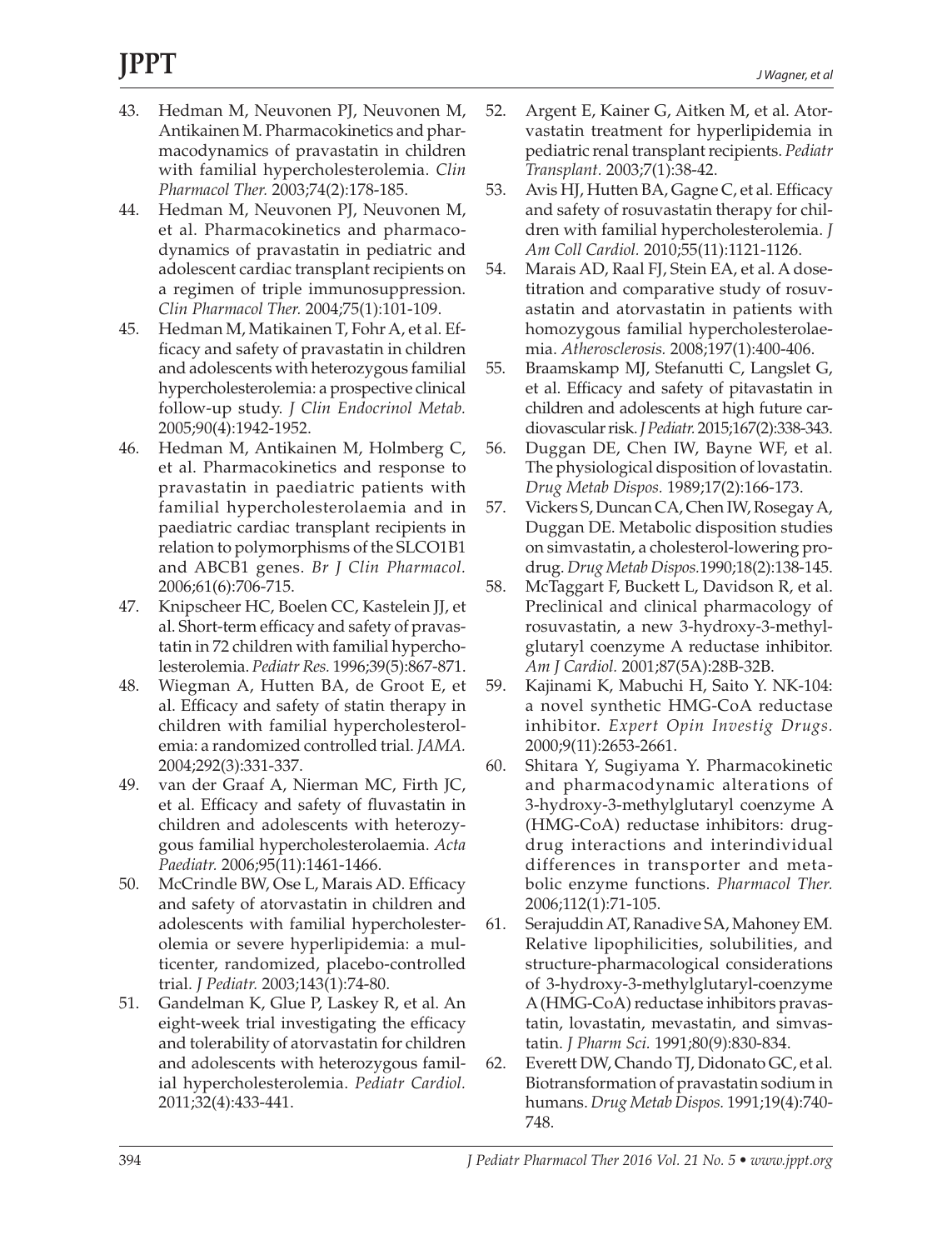43. Hedman M, Neuvonen PJ, Neuvonen M, Antikainen M. Pharmacokinetics and pharmacodynamics of pravastatin in children with familial hypercholesterolemia. *Clin Pharmacol Ther.* 2003;74(2):178-185.
44. Hedman M, Neuvonen PJ, Neuvonen M, et al. Pharmacokinetics and pharmacodynamics of pravastatin in pediatric and adolescent cardiac transplant recipients on a regimen of triple immunosuppression. *Clin Pharmacol Ther.* 2004;75(1):101-109.
45. Hedman M, Matikainen T, Fohr A, et al. Efficacy and safety of pravastatin in children and adolescents with heterozygous familial hypercholesterolemia: a prospective clinical follow-up study. *J Clin Endocrinol Metab.* 2005;90(4):1942-1952.
46. Hedman M, Antikainen M, Holmberg C, et al. Pharmacokinetics and response to pravastatin in paediatric patients with familial hypercholesterolaemia and in paediatric cardiac transplant recipients in relation to polymorphisms of the SLCO1B1 and ABCB1 genes. *Br J Clin Pharmacol.* 2006;61(6):706-715.
47. Knipscheer HC, Boelen CC, Kastelein JJ, et al. Short-term efficacy and safety of pravastatin in 72 children with familial hypercholesterolemia. *Pediatr Res.* 1996;39(5):867-871.
48. Wiegman A, Hutten BA, de Groot E, et al. Efficacy and safety of statin therapy in children with familial hypercholesterolemia: a randomized controlled trial. *JAMA.* 2004;292(3):331-337.
49. van der Graaf A, Nierman MC, Firth JC, et al. Efficacy and safety of fluvastatin in children and adolescents with heterozygous familial hypercholesterolaemia. *Acta Paediatr.* 2006;95(11):1461-1466.
50. McCrindle BW, Ose L, Marais AD. Efficacy and safety of atorvastatin in children and adolescents with familial hypercholesterolemia or severe hyperlipidemia: a multicenter, randomized, placebo-controlled trial. *J Pediatr.* 2003;143(1):74-80.
51. Gandelman K, Glue P, Laskey R, et al. An eight-week trial investigating the efficacy and tolerability of atorvastatin for children and adolescents with heterozygous familial hypercholesterolemia. *Pediatr Cardiol.* 2011;32(4):433-441.
52. Argent E, Kainer G, Aitken M, et al. Atorvastatin treatment for hyperlipidemia in pediatric renal transplant recipients. *Pediatr Transplant.* 2003;7(1):38-42.
53. Avis HJ, Hutten BA, Gagne C, et al. Efficacy and safety of rosuvastatin therapy for children with familial hypercholesterolemia. *J Am Coll Cardiol.* 2010;55(11):1121-1126.
54. Marais AD, Raal FJ, Stein EA, et al. A dose-titration and comparative study of rosuvastatin and atorvastatin in patients with homozygous familial hypercholesterolaemia. *Atherosclerosis.* 2008;197(1):400-406.
55. Braamskamp MJ, Stefanutti C, Langslet G, et al. Efficacy and safety of pitavastatin in children and adolescents at high future cardiovascular risk. *J Pediatr.* 2015;167(2):338-343.
56. Duggan DE, Chen IW, Bayne WF, et al. The physiological disposition of lovastatin. *Drug Metab Dispos.* 1989;17(2):166-173.
57. Vickers S, Duncan CA, Chen IW, Rosegay A, Duggan DE. Metabolic disposition studies on simvastatin, a cholesterol-lowering prodrug. *Drug Metab Dispos.*1990;18(2):138-145.
58. McTaggart F, Buckett L, Davidson R, et al. Preclinical and clinical pharmacology of rosuvastatin, a new 3-hydroxy-3-methylglutaryl coenzyme A reductase inhibitor. *Am J Cardiol.* 2001;87(5A):28B-32B.
59. Kajinami K, Mabuchi H, Saito Y. NK-104: a novel synthetic HMG-CoA reductase inhibitor. *Expert Opin Investig Drugs.* 2000;9(11):2653-2661.
60. Shitara Y, Sugiyama Y. Pharmacokinetic and pharmacodynamic alterations of 3-hydroxy-3-methylglutaryl coenzyme A (HMG-CoA) reductase inhibitors: drug-drug interactions and interindividual differences in transporter and metabolic enzyme functions. *Pharmacol Ther.* 2006;112(1):71-105.
61. Serajuddin AT, Ranadive SA, Mahoney EM. Relative lipophilicities, solubilities, and structure-pharmacological considerations of 3-hydroxy-3-methylglutaryl-coenzyme A (HMG-CoA) reductase inhibitors pravastatin, lovastatin, mevastatin, and simvastatin. *J Pharm Sci.* 1991;80(9):830-834.
62. Everett DW, Chando TJ, Didonato GC, et al. Biotransformation of pravastatin sodium in humans. *Drug Metab Dispos.* 1991;19(4):740-748.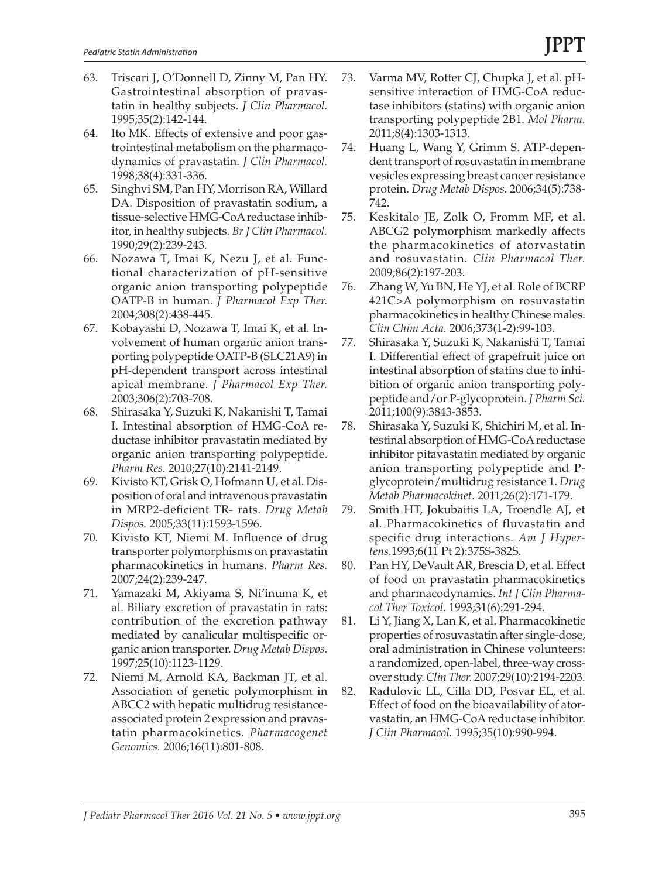63. Triscari J, O'Donnell D, Zinny M, Pan HY. Gastrointestinal absorption of pravastatin in healthy subjects. *J Clin Pharmacol.* 1995;35(2):142-144.
64. Ito MK. Effects of extensive and poor gastrointestinal metabolism on the pharmacodynamics of pravastatin. *J Clin Pharmacol.* 1998;38(4):331-336.
65. Singhvi SM, Pan HY, Morrison RA, Willard DA. Disposition of pravastatin sodium, a tissue-selective HMG-CoA reductase inhibitor, in healthy subjects. *Br J Clin Pharmacol.* 1990;29(2):239-243.
66. Nozawa T, Imai K, Nezu J, et al. Functional characterization of pH-sensitive organic anion transporting polypeptide OATP-B in human. *J Pharmacol Exp Ther.* 2004;308(2):438-445.
67. Kobayashi D, Nozawa T, Imai K, et al. Involvement of human organic anion transporting polypeptide OATP-B (SLC21A9) in pH-dependent transport across intestinal apical membrane. *J Pharmacol Exp Ther.* 2003;306(2):703-708.
68. Shirasaka Y, Suzuki K, Nakanishi T, Tamai I. Intestinal absorption of HMG-CoA reductase inhibitor pravastatin mediated by organic anion transporting polypeptide. *Pharm Res.* 2010;27(10):2141-2149.
69. Kivisto KT, Grisk O, Hofmann U, et al. Disposition of oral and intravenous pravastatin in MRP2-deficient TR- rats. *Drug Metab Dispos.* 2005;33(11):1593-1596.
70. Kivisto KT, Niemi M. Influence of drug transporter polymorphisms on pravastatin pharmacokinetics in humans. *Pharm Res.* 2007;24(2):239-247.
71. Yamazaki M, Akiyama S, Ni'inuma K, et al. Biliary excretion of pravastatin in rats: contribution of the excretion pathway mediated by canalicular multispecific organic anion transporter. *Drug Metab Dispos.* 1997;25(10):1123-1129.
72. Niemi M, Arnold KA, Backman JT, et al. Association of genetic polymorphism in ABCC2 with hepatic multidrug resistance-associated protein 2 expression and pravastatin pharmacokinetics. *Pharmacogenet Genomics.* 2006;16(11):801-808.
73. Varma MV, Rotter CJ, Chupka J, et al. pH-sensitive interaction of HMG-CoA reductase inhibitors (statins) with organic anion transporting polypeptide 2B1. *Mol Pharm.* 2011;8(4):1303-1313.
74. Huang L, Wang Y, Grimm S. ATP-dependent transport of rosuvastatin in membrane vesicles expressing breast cancer resistance protein. *Drug Metab Dispos.* 2006;34(5):738-742.
75. Keskitalo JE, Zolk O, Fromm MF, et al. ABCG2 polymorphism markedly affects the pharmacokinetics of atorvastatin and rosuvastatin. *Clin Pharmacol Ther.* 2009;86(2):197-203.
76. Zhang W, Yu BN, He YJ, et al. Role of BCRP 421C>A polymorphism on rosuvastatin pharmacokinetics in healthy Chinese males. *Clin Chim Acta.* 2006;373(1-2):99-103.
77. Shirasaka Y, Suzuki K, Nakanishi T, Tamai I. Differential effect of grapefruit juice on intestinal absorption of statins due to inhibition of organic anion transporting polypeptide and/or P-glycoprotein. *J Pharm Sci.* 2011;100(9):3843-3853.
78. Shirasaka Y, Suzuki K, Shichiri M, et al. Intestinal absorption of HMG-CoA reductase inhibitor pitavastatin mediated by organic anion transporting polypeptide and P-glycoprotein/multidrug resistance 1. *Drug Metab Pharmacokinet.* 2011;26(2):171-179.
79. Smith HT, Jokubaitis LA, Troendle AJ, et al. Pharmacokinetics of fluvastatin and specific drug interactions. *Am J Hypertens.*1993;6(11 Pt 2):375S-382S.
80. Pan HY, DeVault AR, Brescia D, et al. Effect of food on pravastatin pharmacokinetics and pharmacodynamics. *Int J Clin Pharmacol Ther Toxicol.* 1993;31(6):291-294.
81. Li Y, Jiang X, Lan K, et al. Pharmacokinetic properties of rosuvastatin after single-dose, oral administration in Chinese volunteers: a randomized, open-label, three-way crossover study. *Clin Ther.* 2007;29(10):2194-2203.
82. Radulovic LL, Cilla DD, Posvar EL, et al. Effect of food on the bioavailability of atorvastatin, an HMG-CoA reductase inhibitor. *J Clin Pharmacol.* 1995;35(10):990-994.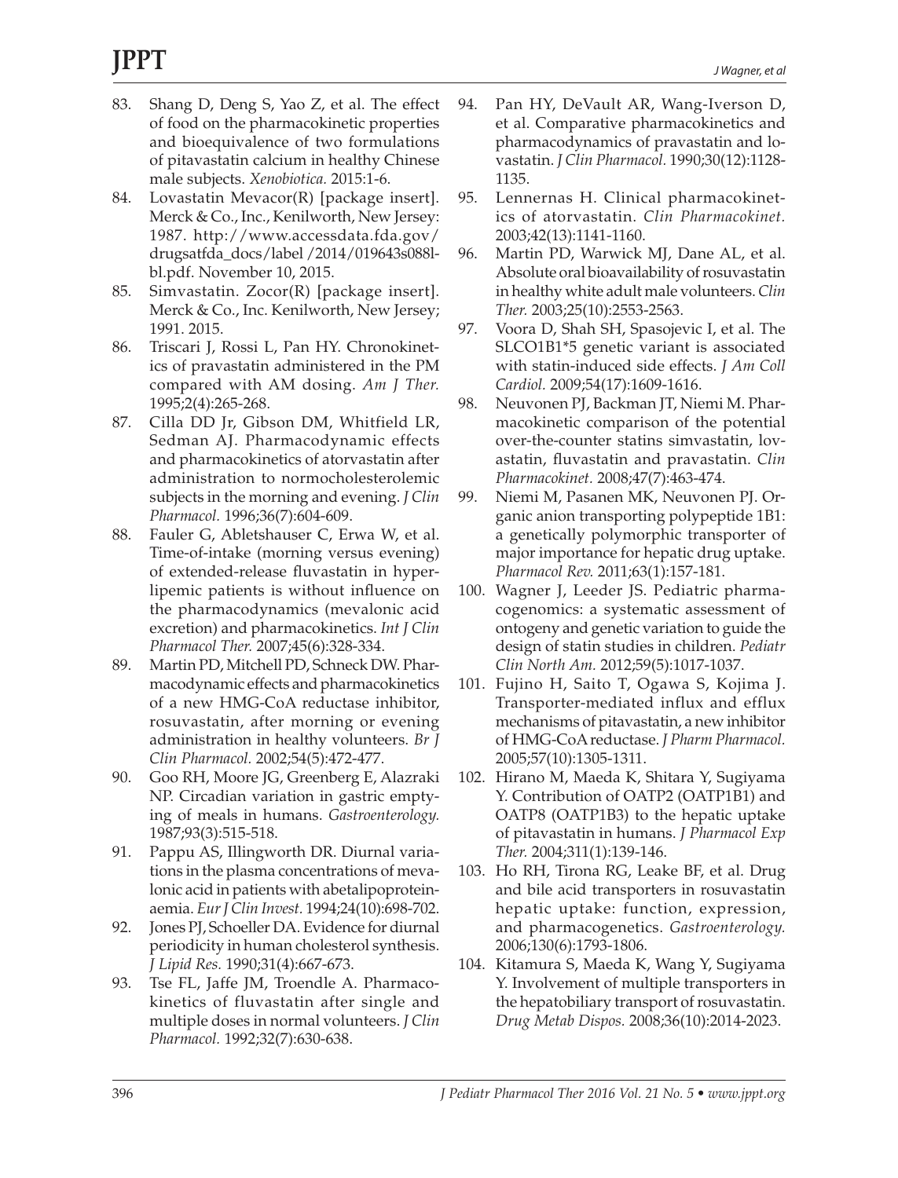83. Shang D, Deng S, Yao Z, et al. The effect of food on the pharmacokinetic properties and bioequivalence of two formulations of pitavastatin calcium in healthy Chinese male subjects. *Xenobiotica.* 2015:1-6.
84. Lovastatin Mevacor(R) [package insert]. Merck & Co., Inc., Kenilworth, New Jersey: 1987. http://www.accessdata.fda.gov/drugsatfda_docs/label/2014/019643s088lbl.pdf. November 10, 2015.
85. Simvastatin. Zocor(R) [package insert]. Merck & Co., Inc. Kenilworth, New Jersey; 1991. 2015.
86. Triscari J, Rossi L, Pan HY. Chronokinetics of pravastatin administered in the PM compared with AM dosing. *Am J Ther.* 1995;2(4):265-268.
87. Cilla DD Jr, Gibson DM, Whitfield LR, Sedman AJ. Pharmacodynamic effects and pharmacokinetics of atorvastatin after administration to normocholesterolemic subjects in the morning and evening. *J Clin Pharmacol.* 1996;36(7):604-609.
88. Fauler G, Abletshauser C, Erwa W, et al. Time-of-intake (morning versus evening) of extended-release fluvastatin in hyperlipemic patients is without influence on the pharmacodynamics (mevalonic acid excretion) and pharmacokinetics. *Int J Clin Pharmacol Ther.* 2007;45(6):328-334.
89. Martin PD, Mitchell PD, Schneck DW. Pharmacodynamic effects and pharmacokinetics of a new HMG-CoA reductase inhibitor, rosuvastatin, after morning or evening administration in healthy volunteers. *Br J Clin Pharmacol.* 2002;54(5):472-477.
90. Goo RH, Moore JG, Greenberg E, Alazraki NP. Circadian variation in gastric emptying of meals in humans. *Gastroenterology.* 1987;93(3):515-518.
91. Pappu AS, Illingworth DR. Diurnal variations in the plasma concentrations of mevalonic acid in patients with abetalipoproteinaemia. *Eur J Clin Invest.* 1994;24(10):698-702.
92. Jones PJ, Schoeller DA. Evidence for diurnal periodicity in human cholesterol synthesis. *J Lipid Res.* 1990;31(4):667-673.
93. Tse FL, Jaffe JM, Troendle A. Pharmacokinetics of fluvastatin after single and multiple doses in normal volunteers. *J Clin Pharmacol.* 1992;32(7):630-638.
94. Pan HY, DeVault AR, Wang-Iverson D, et al. Comparative pharmacokinetics and pharmacodynamics of pravastatin and lovastatin. *J Clin Pharmacol.* 1990;30(12):1128-1135.
95. Lennernas H. Clinical pharmacokinetics of atorvastatin. *Clin Pharmacokinet.* 2003;42(13):1141-1160.
96. Martin PD, Warwick MJ, Dane AL, et al. Absolute oral bioavailability of rosuvastatin in healthy white adult male volunteers. *Clin Ther.* 2003;25(10):2553-2563.
97. Voora D, Shah SH, Spasojevic I, et al. The SLCO1B1*5 genetic variant is associated with statin-induced side effects. *J Am Coll Cardiol.* 2009;54(17):1609-1616.
98. Neuvonen PJ, Backman JT, Niemi M. Pharmacokinetic comparison of the potential over-the-counter statins simvastatin, lovastatin, fluvastatin and pravastatin. *Clin Pharmacokinet.* 2008;47(7):463-474.
99. Niemi M, Pasanen MK, Neuvonen PJ. Organic anion transporting polypeptide 1B1: a genetically polymorphic transporter of major importance for hepatic drug uptake. *Pharmacol Rev.* 2011;63(1):157-181.
100. Wagner J, Leeder JS. Pediatric pharmacogenomics: a systematic assessment of ontogeny and genetic variation to guide the design of statin studies in children. *Pediatr Clin North Am.* 2012;59(5):1017-1037.
101. Fujino H, Saito T, Ogawa S, Kojima J. Transporter-mediated influx and efflux mechanisms of pitavastatin, a new inhibitor of HMG-CoA reductase. *J Pharm Pharmacol.* 2005;57(10):1305-1311.
102. Hirano M, Maeda K, Shitara Y, Sugiyama Y. Contribution of OATP2 (OATP1B1) and OATP8 (OATP1B3) to the hepatic uptake of pitavastatin in humans. *J Pharmacol Exp Ther.* 2004;311(1):139-146.
103. Ho RH, Tirona RG, Leake BF, et al. Drug and bile acid transporters in rosuvastatin hepatic uptake: function, expression, and pharmacogenetics. *Gastroenterology.* 2006;130(6):1793-1806.
104. Kitamura S, Maeda K, Wang Y, Sugiyama Y. Involvement of multiple transporters in the hepatobiliary transport of rosuvastatin. *Drug Metab Dispos.* 2008;36(10):2014-2023.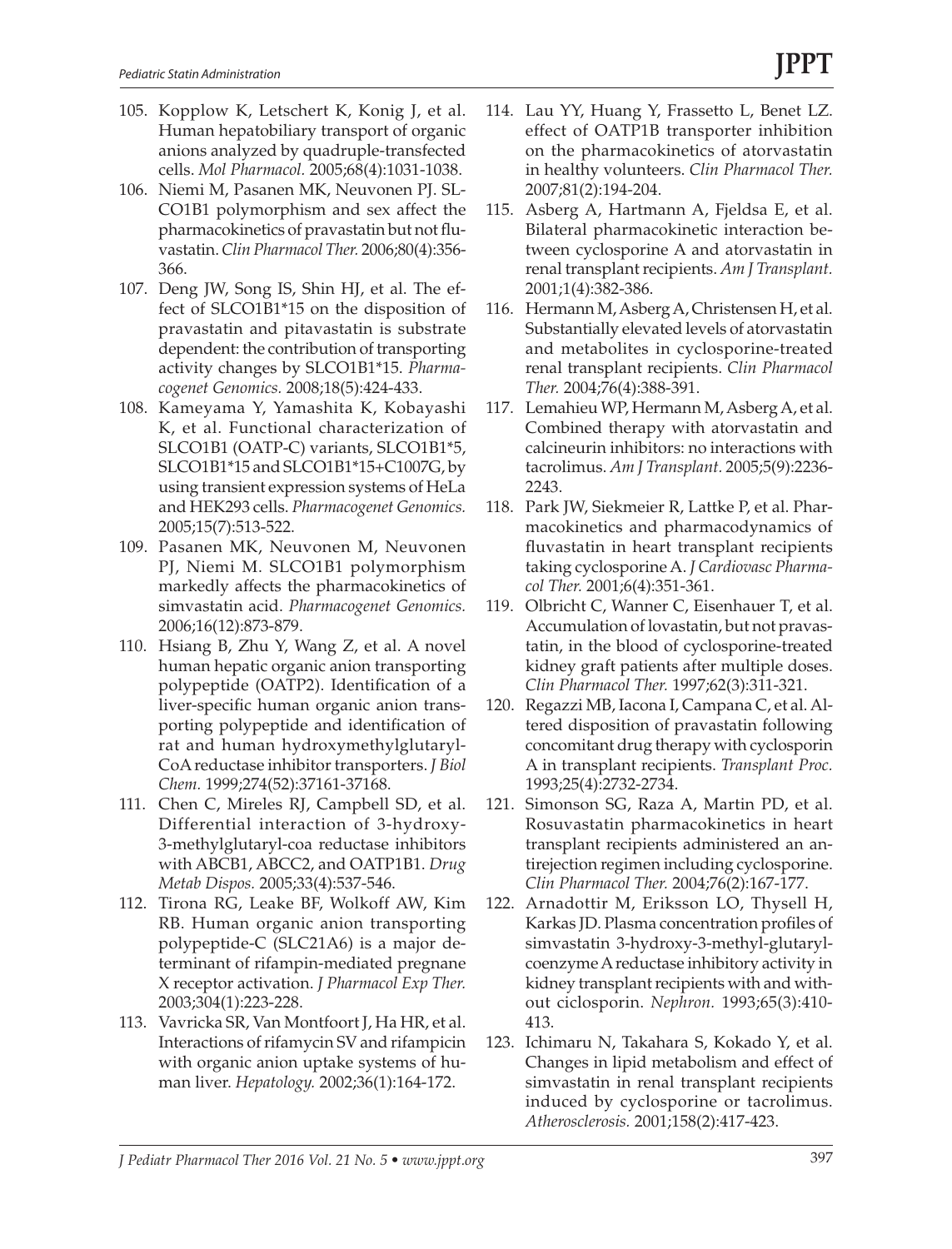105. Kopplow K, Letschert K, Konig J, et al. Human hepatobiliary transport of organic anions analyzed by quadruple-transfected cells. *Mol Pharmacol.* 2005;68(4):1031-1038.
106. Niemi M, Pasanen MK, Neuvonen PJ. SLCO1B1 polymorphism and sex affect the pharmacokinetics of pravastatin but not fluvastatin. *Clin Pharmacol Ther.* 2006;80(4):356-366.
107. Deng JW, Song IS, Shin HJ, et al. The effect of SLCO1B1*15 on the disposition of pravastatin and pitavastatin is substrate dependent: the contribution of transporting activity changes by SLCO1B1*15. *Pharmacogenet Genomics.* 2008;18(5):424-433.
108. Kameyama Y, Yamashita K, Kobayashi K, et al. Functional characterization of SLCO1B1 (OATP-C) variants, SLCO1B1*5, SLCO1B1*15 and SLCO1B1*15+C1007G, by using transient expression systems of HeLa and HEK293 cells. *Pharmacogenet Genomics.* 2005;15(7):513-522.
109. Pasanen MK, Neuvonen M, Neuvonen PJ, Niemi M. SLCO1B1 polymorphism markedly affects the pharmacokinetics of simvastatin acid. *Pharmacogenet Genomics.* 2006;16(12):873-879.
110. Hsiang B, Zhu Y, Wang Z, et al. A novel human hepatic organic anion transporting polypeptide (OATP2). Identification of a liver-specific human organic anion transporting polypeptide and identification of rat and human hydroxymethylglutaryl-CoA reductase inhibitor transporters. *J Biol Chem.* 1999;274(52):37161-37168.
111. Chen C, Mireles RJ, Campbell SD, et al. Differential interaction of 3-hydroxy-3-methylglutaryl-coa reductase inhibitors with ABCB1, ABCC2, and OATP1B1. *Drug Metab Dispos.* 2005;33(4):537-546.
112. Tirona RG, Leake BF, Wolkoff AW, Kim RB. Human organic anion transporting polypeptide-C (SLC21A6) is a major determinant of rifampin-mediated pregnane X receptor activation. *J Pharmacol Exp Ther.* 2003;304(1):223-228.
113. Vavricka SR, Van Montfoort J, Ha HR, et al. Interactions of rifamycin SV and rifampicin with organic anion uptake systems of human liver. *Hepatology.* 2002;36(1):164-172.
114. Lau YY, Huang Y, Frassetto L, Benet LZ. effect of OATP1B transporter inhibition on the pharmacokinetics of atorvastatin in healthy volunteers. *Clin Pharmacol Ther.* 2007;81(2):194-204.
115. Asberg A, Hartmann A, Fjeldsa E, et al. Bilateral pharmacokinetic interaction between cyclosporine A and atorvastatin in renal transplant recipients. *Am J Transplant.* 2001;1(4):382-386.
116. Hermann M, Asberg A, Christensen H, et al. Substantially elevated levels of atorvastatin and metabolites in cyclosporine-treated renal transplant recipients. *Clin Pharmacol Ther.* 2004;76(4):388-391.
117. Lemahieu WP, Hermann M, Asberg A, et al. Combined therapy with atorvastatin and calcineurin inhibitors: no interactions with tacrolimus. *Am J Transplant.* 2005;5(9):2236-2243.
118. Park JW, Siekmeier R, Lattke P, et al. Pharmacokinetics and pharmacodynamics of fluvastatin in heart transplant recipients taking cyclosporine A. *J Cardiovasc Pharmacol Ther.* 2001;6(4):351-361.
119. Olbricht C, Wanner C, Eisenhauer T, et al. Accumulation of lovastatin, but not pravastatin, in the blood of cyclosporine-treated kidney graft patients after multiple doses. *Clin Pharmacol Ther.* 1997;62(3):311-321.
120. Regazzi MB, Iacona I, Campana C, et al. Altered disposition of pravastatin following concomitant drug therapy with cyclosporin A in transplant recipients. *Transplant Proc.* 1993;25(4):2732-2734.
121. Simonson SG, Raza A, Martin PD, et al. Rosuvastatin pharmacokinetics in heart transplant recipients administered an antirejection regimen including cyclosporine. *Clin Pharmacol Ther.* 2004;76(2):167-177.
122. Arnadottir M, Eriksson LO, Thysell H, Karkas JD. Plasma concentration profiles of simvastatin 3-hydroxy-3-methyl-glutaryl-coenzyme A reductase inhibitory activity in kidney transplant recipients with and without ciclosporin. *Nephron.* 1993;65(3):410-413.
123. Ichimaru N, Takahara S, Kokado Y, et al. Changes in lipid metabolism and effect of simvastatin in renal transplant recipients induced by cyclosporine or tacrolimus. *Atherosclerosis.* 2001;158(2):417-423.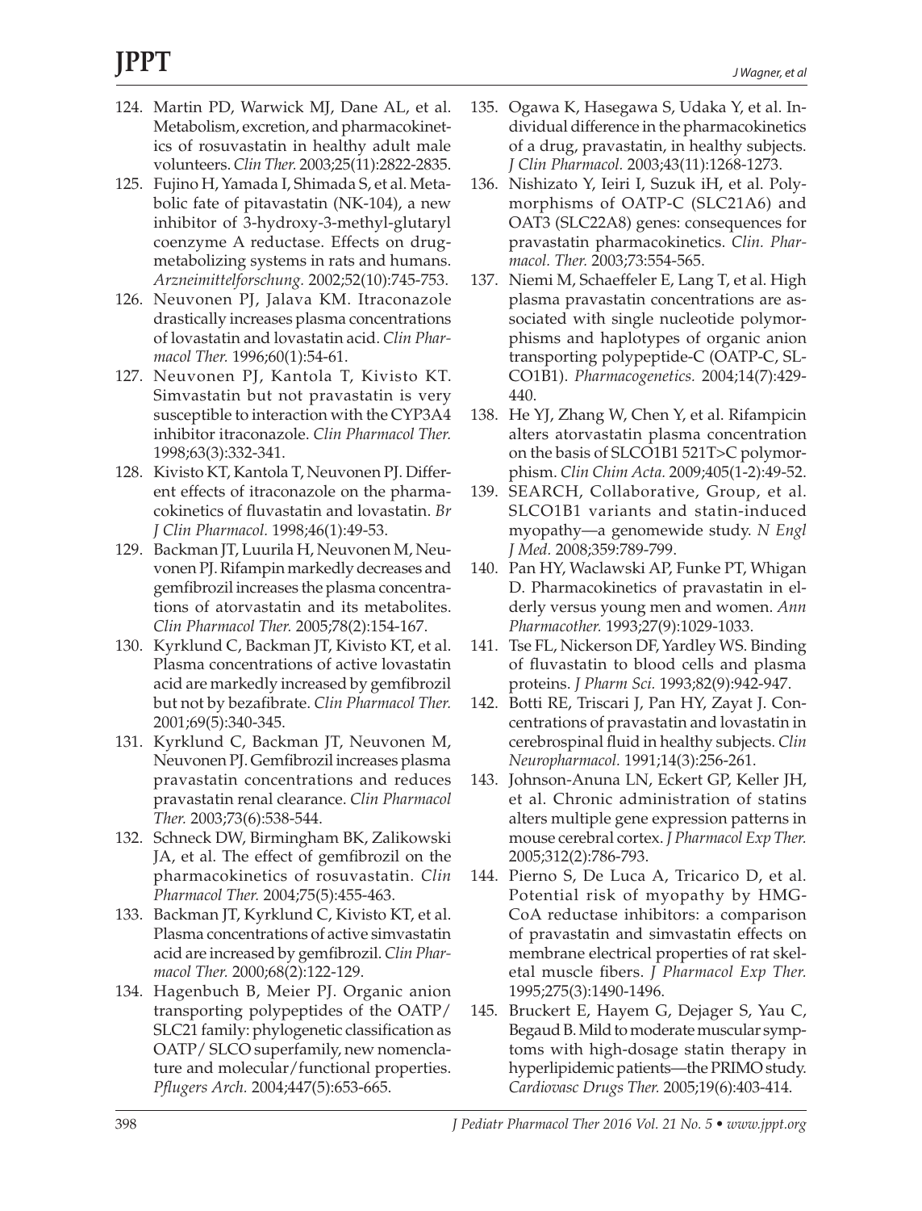124. Martin PD, Warwick MJ, Dane AL, et al. Metabolism, excretion, and pharmacokinetics of rosuvastatin in healthy adult male volunteers. *Clin Ther.* 2003;25(11):2822-2835.
125. Fujino H, Yamada I, Shimada S, et al. Metabolic fate of pitavastatin (NK-104), a new inhibitor of 3-hydroxy-3-methyl-glutaryl coenzyme A reductase. Effects on drug-metabolizing systems in rats and humans. *Arzneimittelforschung.* 2002;52(10):745-753.
126. Neuvonen PJ, Jalava KM. Itraconazole drastically increases plasma concentrations of lovastatin and lovastatin acid. *Clin Pharmacol Ther.* 1996;60(1):54-61.
127. Neuvonen PJ, Kantola T, Kivisto KT. Simvastatin but not pravastatin is very susceptible to interaction with the CYP3A4 inhibitor itraconazole. *Clin Pharmacol Ther.* 1998;63(3):332-341.
128. Kivisto KT, Kantola T, Neuvonen PJ. Different effects of itraconazole on the pharmacokinetics of fluvastatin and lovastatin. *Br J Clin Pharmacol.* 1998;46(1):49-53.
129. Backman JT, Luurila H, Neuvonen M, Neuvonen PJ. Rifampin markedly decreases and gemfibrozil increases the plasma concentrations of atorvastatin and its metabolites. *Clin Pharmacol Ther.* 2005;78(2):154-167.
130. Kyrklund C, Backman JT, Kivisto KT, et al. Plasma concentrations of active lovastatin acid are markedly increased by gemfibrozil but not by bezafibrate. *Clin Pharmacol Ther.* 2001;69(5):340-345.
131. Kyrklund C, Backman JT, Neuvonen M, Neuvonen PJ. Gemfibrozil increases plasma pravastatin concentrations and reduces pravastatin renal clearance. *Clin Pharmacol Ther.* 2003;73(6):538-544.
132. Schneck DW, Birmingham BK, Zalikowski JA, et al. The effect of gemfibrozil on the pharmacokinetics of rosuvastatin. *Clin Pharmacol Ther.* 2004;75(5):455-463.
133. Backman JT, Kyrklund C, Kivisto KT, et al. Plasma concentrations of active simvastatin acid are increased by gemfibrozil. *Clin Pharmacol Ther.* 2000;68(2):122-129.
134. Hagenbuch B, Meier PJ. Organic anion transporting polypeptides of the OATP/ SLC21 family: phylogenetic classification as OATP/ SLCO superfamily, new nomenclature and molecular/functional properties. *Pflugers Arch.* 2004;447(5):653-665.
135. Ogawa K, Hasegawa S, Udaka Y, et al. Individual difference in the pharmacokinetics of a drug, pravastatin, in healthy subjects. *J Clin Pharmacol.* 2003;43(11):1268-1273.
136. Nishizato Y, Ieiri I, Suzuk iH, et al. Polymorphisms of OATP-C (SLC21A6) and OAT3 (SLC22A8) genes: consequences for pravastatin pharmacokinetics. *Clin. Pharmacol. Ther.* 2003;73:554-565.
137. Niemi M, Schaeffeler E, Lang T, et al. High plasma pravastatin concentrations are associated with single nucleotide polymorphisms and haplotypes of organic anion transporting polypeptide-C (OATP-C, SLCO1B1). *Pharmacogenetics.* 2004;14(7):429-440.
138. He YJ, Zhang W, Chen Y, et al. Rifampicin alters atorvastatin plasma concentration on the basis of SLCO1B1 521T>C polymorphism. *Clin Chim Acta.* 2009;405(1-2):49-52.
139. SEARCH, Collaborative, Group, et al. SLCO1B1 variants and statin-induced myopathy—a genomewide study. *N Engl J Med.* 2008;359:789-799.
140. Pan HY, Waclawski AP, Funke PT, Whigan D. Pharmacokinetics of pravastatin in elderly versus young men and women. *Ann Pharmacother.* 1993;27(9):1029-1033.
141. Tse FL, Nickerson DF, Yardley WS. Binding of fluvastatin to blood cells and plasma proteins. *J Pharm Sci.* 1993;82(9):942-947.
142. Botti RE, Triscari J, Pan HY, Zayat J. Concentrations of pravastatin and lovastatin in cerebrospinal fluid in healthy subjects. *Clin Neuropharmacol.* 1991;14(3):256-261.
143. Johnson-Anuna LN, Eckert GP, Keller JH, et al. Chronic administration of statins alters multiple gene expression patterns in mouse cerebral cortex. *J Pharmacol Exp Ther.* 2005;312(2):786-793.
144. Pierno S, De Luca A, Tricarico D, et al. Potential risk of myopathy by HMG-CoA reductase inhibitors: a comparison of pravastatin and simvastatin effects on membrane electrical properties of rat skeletal muscle fibers. *J Pharmacol Exp Ther.* 1995;275(3):1490-1496.
145. Bruckert E, Hayem G, Dejager S, Yau C, Begaud B. Mild to moderate muscular symptoms with high-dosage statin therapy in hyperlipidemic patients—the PRIMO study. *Cardiovasc Drugs Ther.* 2005;19(6):403-414.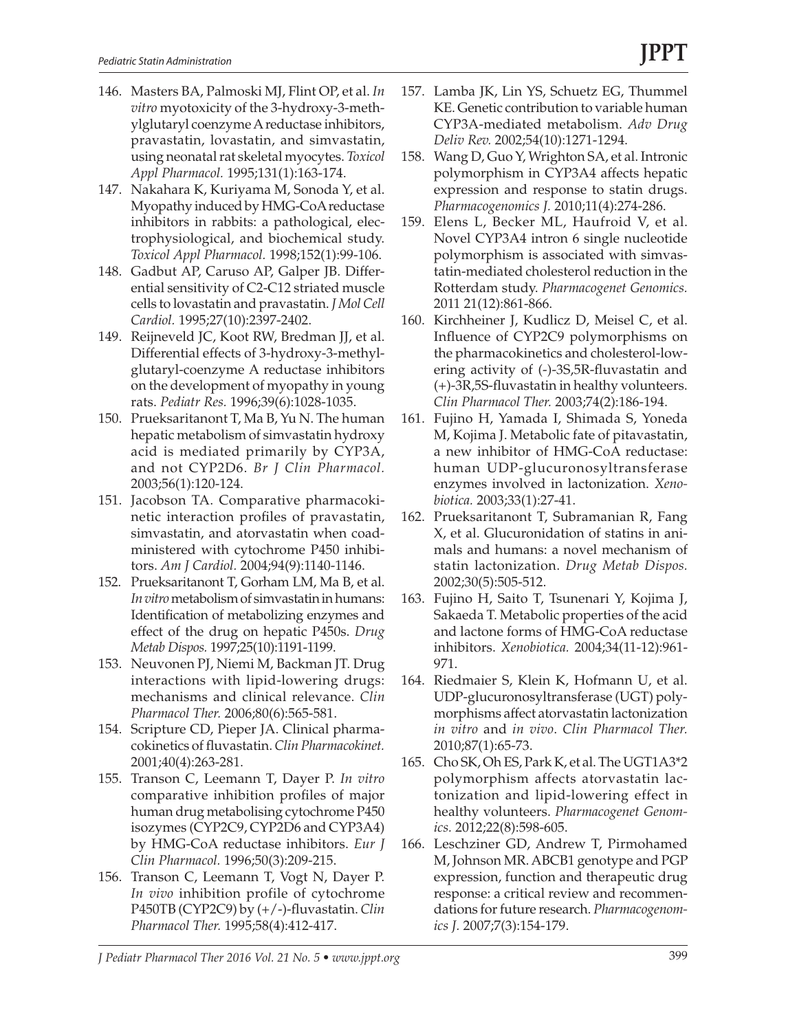146. Masters BA, Palmoski MJ, Flint OP, et al. *In vitro* myotoxicity of the 3-hydroxy-3-methylglutaryl coenzyme A reductase inhibitors, pravastatin, lovastatin, and simvastatin, using neonatal rat skeletal myocytes. *Toxicol Appl Pharmacol.* 1995;131(1):163-174.
147. Nakahara K, Kuriyama M, Sonoda Y, et al. Myopathy induced by HMG-CoA reductase inhibitors in rabbits: a pathological, electrophysiological, and biochemical study. *Toxicol Appl Pharmacol.* 1998;152(1):99-106.
148. Gadbut AP, Caruso AP, Galper JB. Differential sensitivity of C2-C12 striated muscle cells to lovastatin and pravastatin. *J Mol Cell Cardiol.* 1995;27(10):2397-2402.
149. Reijneveld JC, Koot RW, Bredman JJ, et al. Differential effects of 3-hydroxy-3-methylglutaryl-coenzyme A reductase inhibitors on the development of myopathy in young rats. *Pediatr Res.* 1996;39(6):1028-1035.
150. Prueksaritanont T, Ma B, Yu N. The human hepatic metabolism of simvastatin hydroxy acid is mediated primarily by CYP3A, and not CYP2D6. *Br J Clin Pharmacol.* 2003;56(1):120-124.
151. Jacobson TA. Comparative pharmacokinetic interaction profiles of pravastatin, simvastatin, and atorvastatin when coadministered with cytochrome P450 inhibitors. *Am J Cardiol.* 2004;94(9):1140-1146.
152. Prueksaritanont T, Gorham LM, Ma B, et al. *In vitro* metabolism of simvastatin in humans: Identification of metabolizing enzymes and effect of the drug on hepatic P450s. *Drug Metab Dispos.* 1997;25(10):1191-1199.
153. Neuvonen PJ, Niemi M, Backman JT. Drug interactions with lipid-lowering drugs: mechanisms and clinical relevance. *Clin Pharmacol Ther.* 2006;80(6):565-581.
154. Scripture CD, Pieper JA. Clinical pharmacokinetics of fluvastatin. *Clin Pharmacokinet.* 2001;40(4):263-281.
155. Transon C, Leemann T, Dayer P. *In vitro* comparative inhibition profiles of major human drug metabolising cytochrome P450 isozymes (CYP2C9, CYP2D6 and CYP3A4) by HMG-CoA reductase inhibitors. *Eur J Clin Pharmacol.* 1996;50(3):209-215.
156. Transon C, Leemann T, Vogt N, Dayer P. *In vivo* inhibition profile of cytochrome P450TB (CYP2C9) by (+/-)-fluvastatin. *Clin Pharmacol Ther.* 1995;58(4):412-417.
157. Lamba JK, Lin YS, Schuetz EG, Thummel KE. Genetic contribution to variable human CYP3A-mediated metabolism. *Adv Drug Deliv Rev.* 2002;54(10):1271-1294.
158. Wang D, Guo Y, Wrighton SA, et al. Intronic polymorphism in CYP3A4 affects hepatic expression and response to statin drugs. *Pharmacogenomics J.* 2010;11(4):274-286.
159. Elens L, Becker ML, Haufroid V, et al. Novel CYP3A4 intron 6 single nucleotide polymorphism is associated with simvastatin-mediated cholesterol reduction in the Rotterdam study. *Pharmacogenet Genomics.* 2011 21(12):861-866.
160. Kirchheiner J, Kudlicz D, Meisel C, et al. Influence of CYP2C9 polymorphisms on the pharmacokinetics and cholesterol-lowering activity of (-)-3S,5R-fluvastatin and (+)-3R,5S-fluvastatin in healthy volunteers. *Clin Pharmacol Ther.* 2003;74(2):186-194.
161. Fujino H, Yamada I, Shimada S, Yoneda M, Kojima J. Metabolic fate of pitavastatin, a new inhibitor of HMG-CoA reductase: human UDP-glucuronosyltransferase enzymes involved in lactonization. *Xenobiotica.* 2003;33(1):27-41.
162. Prueksaritanont T, Subramanian R, Fang X, et al. Glucuronidation of statins in animals and humans: a novel mechanism of statin lactonization. *Drug Metab Dispos.* 2002;30(5):505-512.
163. Fujino H, Saito T, Tsunenari Y, Kojima J, Sakaeda T. Metabolic properties of the acid and lactone forms of HMG-CoA reductase inhibitors. *Xenobiotica.* 2004;34(11-12):961-971.
164. Riedmaier S, Klein K, Hofmann U, et al. UDP-glucuronosyltransferase (UGT) polymorphisms affect atorvastatin lactonization *in vitro* and *in vivo*. *Clin Pharmacol Ther.* 2010;87(1):65-73.
165. Cho SK, Oh ES, Park K, et al. The UGT1A3*2 polymorphism affects atorvastatin lactonization and lipid-lowering effect in healthy volunteers. *Pharmacogenet Genomics.* 2012;22(8):598-605.
166. Leschziner GD, Andrew T, Pirmohamed M, Johnson MR. ABCB1 genotype and PGP expression, function and therapeutic drug response: a critical review and recommendations for future research. *Pharmacogenomics J.* 2007;7(3):154-179.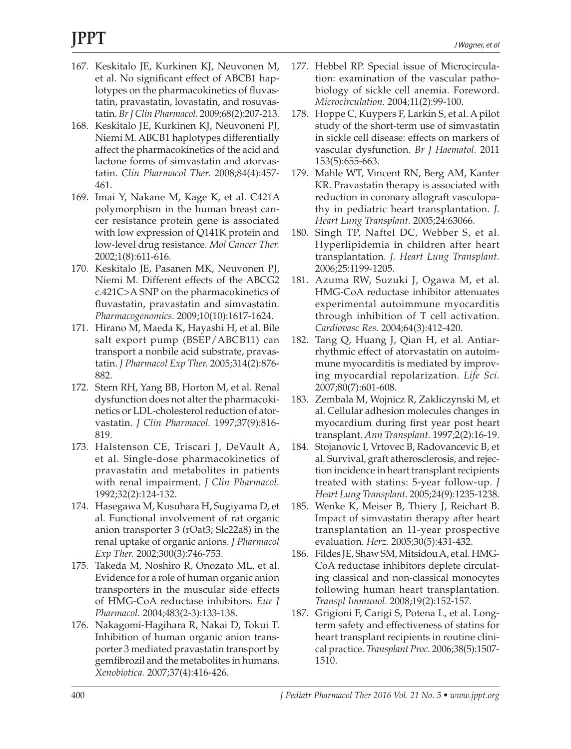167. Keskitalo JE, Kurkinen KJ, Neuvonen M, et al. No significant effect of ABCB1 haplotypes on the pharmacokinetics of fluvastatin, pravastatin, lovastatin, and rosuvastatin. *Br J Clin Pharmacol.* 2009;68(2):207-213.
168. Keskitalo JE, Kurkinen KJ, Neuvoneni PJ, Niemi M. ABCB1 haplotypes differentially affect the pharmacokinetics of the acid and lactone forms of simvastatin and atorvastatin. *Clin Pharmacol Ther.* 2008;84(4):457-461.
169. Imai Y, Nakane M, Kage K, et al. C421A polymorphism in the human breast cancer resistance protein gene is associated with low expression of Q141K protein and low-level drug resistance. *Mol Cancer Ther.* 2002;1(8):611-616.
170. Keskitalo JE, Pasanen MK, Neuvonen PJ, Niemi M. Different effects of the ABCG2 c.421C>A SNP on the pharmacokinetics of fluvastatin, pravastatin and simvastatin. *Pharmacogenomics.* 2009;10(10):1617-1624.
171. Hirano M, Maeda K, Hayashi H, et al. Bile salt export pump (BSEP/ABCB11) can transport a nonbile acid substrate, pravastatin. *J Pharmacol Exp Ther.* 2005;314(2):876-882.
172. Stern RH, Yang BB, Horton M, et al. Renal dysfunction does not alter the pharmacokinetics or LDL-cholesterol reduction of atorvastatin. *J Clin Pharmacol.* 1997;37(9):816-819.
173. Halstenson CE, Triscari J, DeVault A, et al. Single-dose pharmacokinetics of pravastatin and metabolites in patients with renal impairment. *J Clin Pharmacol.* 1992;32(2):124-132.
174. Hasegawa M, Kusuhara H, Sugiyama D, et al. Functional involvement of rat organic anion transporter 3 (rOat3; Slc22a8) in the renal uptake of organic anions. *J Pharmacol Exp Ther.* 2002;300(3):746-753.
175. Takeda M, Noshiro R, Onozato ML, et al. Evidence for a role of human organic anion transporters in the muscular side effects of HMG-CoA reductase inhibitors. *Eur J Pharmacol.* 2004;483(2-3):133-138.
176. Nakagomi-Hagihara R, Nakai D, Tokui T. Inhibition of human organic anion transporter 3 mediated pravastatin transport by gemfibrozil and the metabolites in humans. *Xenobiotica.* 2007;37(4):416-426.
177. Hebbel RP. Special issue of Microcirculation: examination of the vascular pathobiology of sickle cell anemia. Foreword. *Microcirculation.* 2004;11(2):99-100.
178. Hoppe C, Kuypers F, Larkin S, et al. A pilot study of the short-term use of simvastatin in sickle cell disease: effects on markers of vascular dysfunction. *Br J Haematol.* 2011 153(5):655-663.
179. Mahle WT, Vincent RN, Berg AM, Kanter KR. Pravastatin therapy is associated with reduction in coronary allograft vasculopathy in pediatric heart transplantation. *J. Heart Lung Transplant.* 2005;24:63066.
180. Singh TP, Naftel DC, Webber S, et al. Hyperlipidemia in children after heart transplantation. *J. Heart Lung Transplant.* 2006;25:1199-1205.
181. Azuma RW, Suzuki J, Ogawa M, et al. HMG-CoA reductase inhibitor attenuates experimental autoimmune myocarditis through inhibition of T cell activation. *Cardiovasc Res.* 2004;64(3):412-420.
182. Tang Q, Huang J, Qian H, et al. Antiarrhythmic effect of atorvastatin on autoimmune myocarditis is mediated by improving myocardial repolarization. *Life Sci.* 2007;80(7):601-608.
183. Zembala M, Wojnicz R, Zakliczynski M, et al. Cellular adhesion molecules changes in myocardium during first year post heart transplant. *Ann Transplant.* 1997;2(2):16-19.
184. Stojanovic I, Vrtovec B, Radovancevic B, et al. Survival, graft atherosclerosis, and rejection incidence in heart transplant recipients treated with statins: 5-year follow-up. *J Heart Lung Transplant.* 2005;24(9):1235-1238.
185. Wenke K, Meiser B, Thiery J, Reichart B. Impact of simvastatin therapy after heart transplantation an 11-year prospective evaluation. *Herz.* 2005;30(5):431-432.
186. Fildes JE, Shaw SM, Mitsidou A, et al. HMG-CoA reductase inhibitors deplete circulating classical and non-classical monocytes following human heart transplantation. *Transpl Immunol.* 2008;19(2):152-157.
187. Grigioni F, Carigi S, Potena L, et al. Long-term safety and effectiveness of statins for heart transplant recipients in routine clinical practice. *Transplant Proc.* 2006;38(5):1507-1510.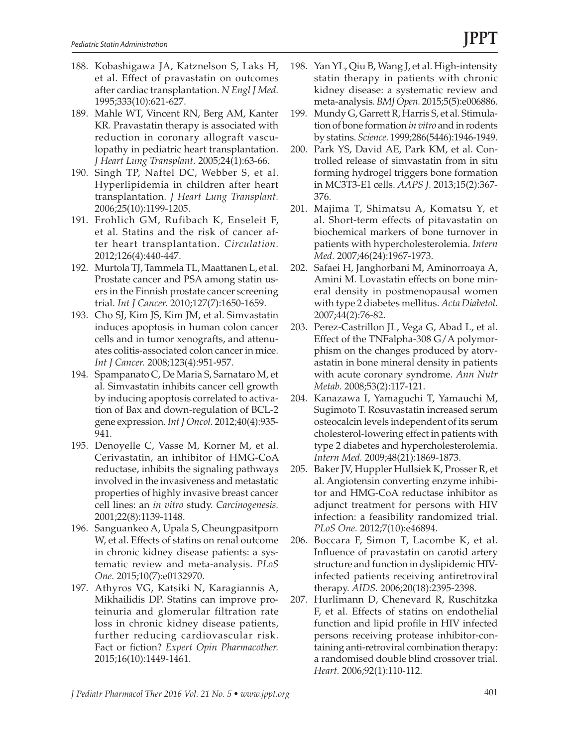188. Kobashigawa JA, Katznelson S, Laks H, et al. Effect of pravastatin on outcomes after cardiac transplantation. *N Engl J Med.* 1995;333(10):621-627.
189. Mahle WT, Vincent RN, Berg AM, Kanter KR. Pravastatin therapy is associated with reduction in coronary allograft vasculopathy in pediatric heart transplantation. *J Heart Lung Transplant.* 2005;24(1):63-66.
190. Singh TP, Naftel DC, Webber S, et al. Hyperlipidemia in children after heart transplantation. *J Heart Lung Transplant.* 2006;25(10):1199-1205.
191. Frohlich GM, Rufibach K, Enseleit F, et al. Statins and the risk of cancer after heart transplantation. *Circulation.* 2012;126(4):440-447.
192. Murtola TJ, Tammela TL, Maattanen L, et al. Prostate cancer and PSA among statin users in the Finnish prostate cancer screening trial. *Int J Cancer.* 2010;127(7):1650-1659.
193. Cho SJ, Kim JS, Kim JM, et al. Simvastatin induces apoptosis in human colon cancer cells and in tumor xenografts, and attenuates colitis-associated colon cancer in mice. *Int J Cancer.* 2008;123(4):951-957.
194. Spampanato C, De Maria S, Sarnataro M, et al. Simvastatin inhibits cancer cell growth by inducing apoptosis correlated to activation of Bax and down-regulation of BCL-2 gene expression. *Int J Oncol.* 2012;40(4):935-941.
195. Denoyelle C, Vasse M, Korner M, et al. Cerivastatin, an inhibitor of HMG-CoA reductase, inhibits the signaling pathways involved in the invasiveness and metastatic properties of highly invasive breast cancer cell lines: an *in vitro* study. *Carcinogenesis.* 2001;22(8):1139-1148.
196. Sanguankeo A, Upala S, Cheungpasitporn W, et al. Effects of statins on renal outcome in chronic kidney disease patients: a systematic review and meta-analysis. *PLoS One.* 2015;10(7):e0132970.
197. Athyros VG, Katsiki N, Karagiannis A, Mikhailidis DP. Statins can improve proteinuria and glomerular filtration rate loss in chronic kidney disease patients, further reducing cardiovascular risk. Fact or fiction? *Expert Opin Pharmacother.* 2015;16(10):1449-1461.
198. Yan YL, Qiu B, Wang J, et al. High-intensity statin therapy in patients with chronic kidney disease: a systematic review and meta-analysis. *BMJ Open.* 2015;5(5):e006886.
199. Mundy G, Garrett R, Harris S, et al. Stimulation of bone formation *in vitro* and in rodents by statins. *Science.* 1999;286(5446):1946-1949.
200. Park YS, David AE, Park KM, et al. Controlled release of simvastatin from in situ forming hydrogel triggers bone formation in MC3T3-E1 cells. *AAPS J.* 2013;15(2):367-376.
201. Majima T, Shimatsu A, Komatsu Y, et al. Short-term effects of pitavastatin on biochemical markers of bone turnover in patients with hypercholesterolemia. *Intern Med.* 2007;46(24):1967-1973.
202. Safaei H, Janghorbani M, Aminorroaya A, Amini M. Lovastatin effects on bone mineral density in postmenopausal women with type 2 diabetes mellitus. *Acta Diabetol.* 2007;44(2):76-82.
203. Perez-Castrillon JL, Vega G, Abad L, et al. Effect of the TNFalpha-308 G/A polymorphism on the changes produced by atorvastatin in bone mineral density in patients with acute coronary syndrome. *Ann Nutr Metab.* 2008;53(2):117-121.
204. Kanazawa I, Yamaguchi T, Yamauchi M, Sugimoto T. Rosuvastatin increased serum osteocalcin levels independent of its serum cholesterol-lowering effect in patients with type 2 diabetes and hypercholesterolemia. *Intern Med.* 2009;48(21):1869-1873.
205. Baker JV, Huppler Hullsiek K, Prosser R, et al. Angiotensin converting enzyme inhibitor and HMG-CoA reductase inhibitor as adjunct treatment for persons with HIV infection: a feasibility randomized trial. *PLoS One.* 2012;7(10):e46894.
206. Boccara F, Simon T, Lacombe K, et al. Influence of pravastatin on carotid artery structure and function in dyslipidemic HIV-infected patients receiving antiretroviral therapy. *AIDS.* 2006;20(18):2395-2398.
207. Hurlimann D, Chenevard R, Ruschitzka F, et al. Effects of statins on endothelial function and lipid profile in HIV infected persons receiving protease inhibitor-containing anti-retroviral combination therapy: a randomised double blind crossover trial. *Heart.* 2006;92(1):110-112.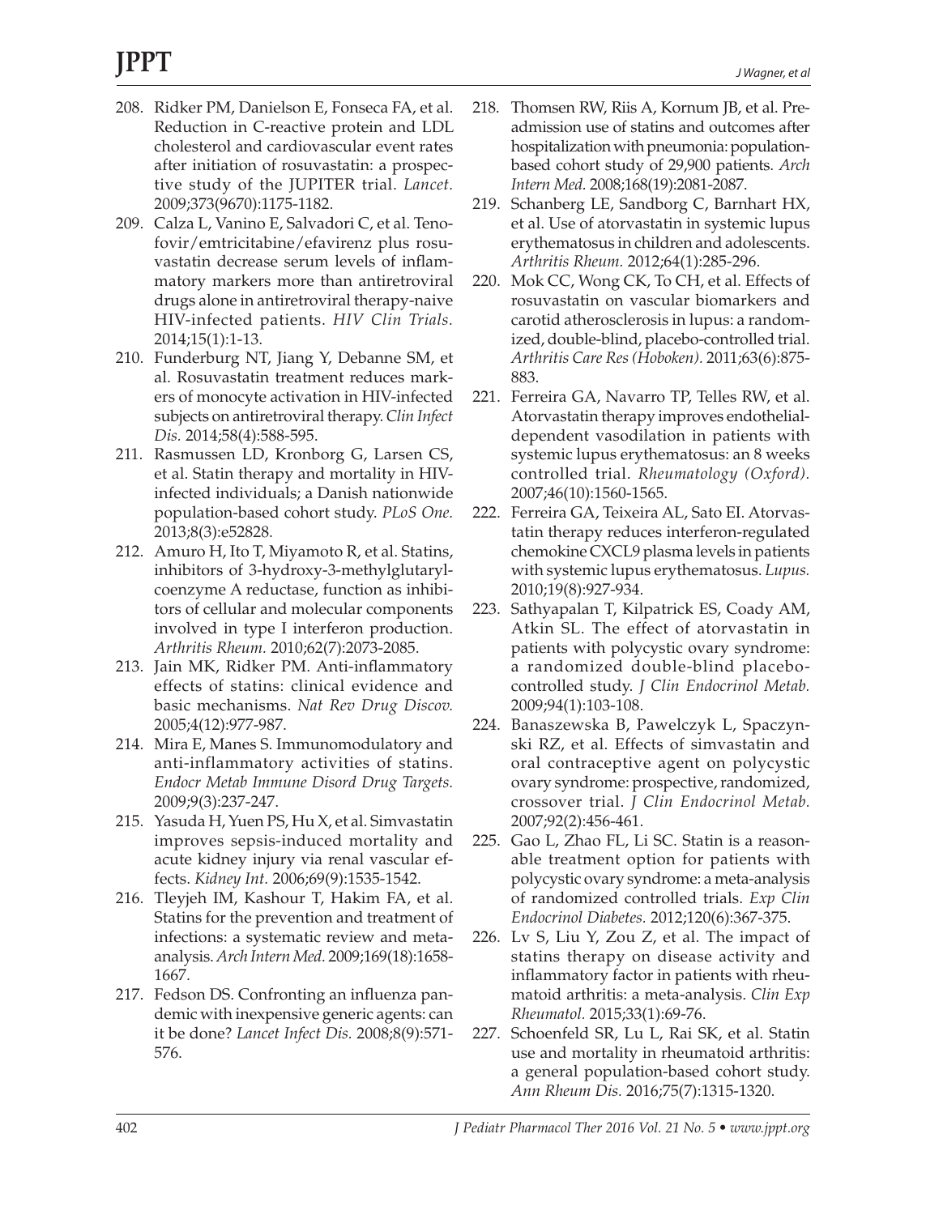208. Ridker PM, Danielson E, Fonseca FA, et al. Reduction in C-reactive protein and LDL cholesterol and cardiovascular event rates after initiation of rosuvastatin: a prospective study of the JUPITER trial. *Lancet.* 2009;373(9670):1175-1182.
209. Calza L, Vanino E, Salvadori C, et al. Tenofovir/emtricitabine/efavirenz plus rosuvastatin decrease serum levels of inflammatory markers more than antiretroviral drugs alone in antiretroviral therapy-naive HIV-infected patients. *HIV Clin Trials.* 2014;15(1):1-13.
210. Funderburg NT, Jiang Y, Debanne SM, et al. Rosuvastatin treatment reduces markers of monocyte activation in HIV-infected subjects on antiretroviral therapy. *Clin Infect Dis.* 2014;58(4):588-595.
211. Rasmussen LD, Kronborg G, Larsen CS, et al. Statin therapy and mortality in HIV-infected individuals; a Danish nationwide population-based cohort study. *PLoS One.* 2013;8(3):e52828.
212. Amuro H, Ito T, Miyamoto R, et al. Statins, inhibitors of 3-hydroxy-3-methylglutaryl-coenzyme A reductase, function as inhibitors of cellular and molecular components involved in type I interferon production. *Arthritis Rheum.* 2010;62(7):2073-2085.
213. Jain MK, Ridker PM. Anti-inflammatory effects of statins: clinical evidence and basic mechanisms. *Nat Rev Drug Discov.* 2005;4(12):977-987.
214. Mira E, Manes S. Immunomodulatory and anti-inflammatory activities of statins. *Endocr Metab Immune Disord Drug Targets.* 2009;9(3):237-247.
215. Yasuda H, Yuen PS, Hu X, et al. Simvastatin improves sepsis-induced mortality and acute kidney injury via renal vascular effects. *Kidney Int.* 2006;69(9):1535-1542.
216. Tleyjeh IM, Kashour T, Hakim FA, et al. Statins for the prevention and treatment of infections: a systematic review and meta-analysis. *Arch Intern Med.* 2009;169(18):1658-1667.
217. Fedson DS. Confronting an influenza pandemic with inexpensive generic agents: can it be done? *Lancet Infect Dis.* 2008;8(9):571-576.
218. Thomsen RW, Riis A, Kornum JB, et al. Preadmission use of statins and outcomes after hospitalization with pneumonia: population-based cohort study of 29,900 patients. *Arch Intern Med.* 2008;168(19):2081-2087.
219. Schanberg LE, Sandborg C, Barnhart HX, et al. Use of atorvastatin in systemic lupus erythematosus in children and adolescents. *Arthritis Rheum.* 2012;64(1):285-296.
220. Mok CC, Wong CK, To CH, et al. Effects of rosuvastatin on vascular biomarkers and carotid atherosclerosis in lupus: a randomized, double-blind, placebo-controlled trial. *Arthritis Care Res (Hoboken).* 2011;63(6):875-883.
221. Ferreira GA, Navarro TP, Telles RW, et al. Atorvastatin therapy improves endothelial-dependent vasodilation in patients with systemic lupus erythematosus: an 8 weeks controlled trial. *Rheumatology (Oxford).* 2007;46(10):1560-1565.
222. Ferreira GA, Teixeira AL, Sato EI. Atorvastatin therapy reduces interferon-regulated chemokine CXCL9 plasma levels in patients with systemic lupus erythematosus. *Lupus.* 2010;19(8):927-934.
223. Sathyapalan T, Kilpatrick ES, Coady AM, Atkin SL. The effect of atorvastatin in patients with polycystic ovary syndrome: a randomized double-blind placebo-controlled study. *J Clin Endocrinol Metab.* 2009;94(1):103-108.
224. Banaszewska B, Pawelczyk L, Spaczynski RZ, et al. Effects of simvastatin and oral contraceptive agent on polycystic ovary syndrome: prospective, randomized, crossover trial. *J Clin Endocrinol Metab.* 2007;92(2):456-461.
225. Gao L, Zhao FL, Li SC. Statin is a reasonable treatment option for patients with polycystic ovary syndrome: a meta-analysis of randomized controlled trials. *Exp Clin Endocrinol Diabetes.* 2012;120(6):367-375.
226. Lv S, Liu Y, Zou Z, et al. The impact of statins therapy on disease activity and inflammatory factor in patients with rheumatoid arthritis: a meta-analysis. *Clin Exp Rheumatol.* 2015;33(1):69-76.
227. Schoenfeld SR, Lu L, Rai SK, et al. Statin use and mortality in rheumatoid arthritis: a general population-based cohort study. *Ann Rheum Dis.* 2016;75(7):1315-1320.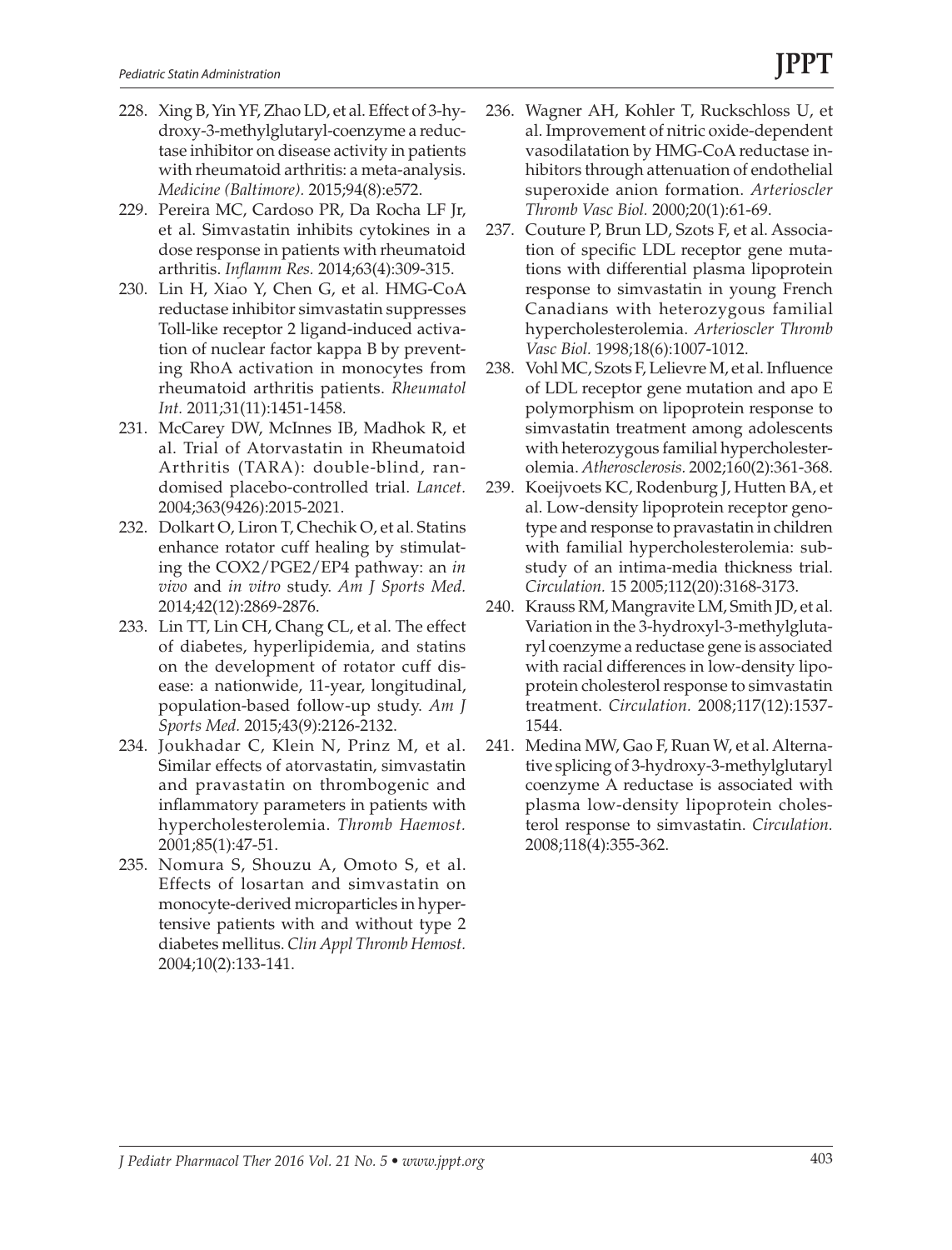228. Xing B, Yin YF, Zhao LD, et al. Effect of 3-hydroxy-3-methylglutaryl-coenzyme a reductase inhibitor on disease activity in patients with rheumatoid arthritis: a meta-analysis. *Medicine (Baltimore).* 2015;94(8):e572.
229. Pereira MC, Cardoso PR, Da Rocha LF Jr, et al. Simvastatin inhibits cytokines in a dose response in patients with rheumatoid arthritis. *Inflamm Res.* 2014;63(4):309-315.
230. Lin H, Xiao Y, Chen G, et al. HMG-CoA reductase inhibitor simvastatin suppresses Toll-like receptor 2 ligand-induced activation of nuclear factor kappa B by preventing RhoA activation in monocytes from rheumatoid arthritis patients. *Rheumatol Int.* 2011;31(11):1451-1458.
231. McCarey DW, McInnes IB, Madhok R, et al. Trial of Atorvastatin in Rheumatoid Arthritis (TARA): double-blind, randomised placebo-controlled trial. *Lancet.* 2004;363(9426):2015-2021.
232. Dolkart O, Liron T, Chechik O, et al. Statins enhance rotator cuff healing by stimulating the COX2/PGE2/EP4 pathway: an *in vivo* and *in vitro* study. *Am J Sports Med.* 2014;42(12):2869-2876.
233. Lin TT, Lin CH, Chang CL, et al. The effect of diabetes, hyperlipidemia, and statins on the development of rotator cuff disease: a nationwide, 11-year, longitudinal, population-based follow-up study. *Am J Sports Med.* 2015;43(9):2126-2132.
234. Joukhadar C, Klein N, Prinz M, et al. Similar effects of atorvastatin, simvastatin and pravastatin on thrombogenic and inflammatory parameters in patients with hypercholesterolemia. *Thromb Haemost.* 2001;85(1):47-51.
235. Nomura S, Shouzu A, Omoto S, et al. Effects of losartan and simvastatin on monocyte-derived microparticles in hypertensive patients with and without type 2 diabetes mellitus. *Clin Appl Thromb Hemost.* 2004;10(2):133-141.
236. Wagner AH, Kohler T, Ruckschloss U, et al. Improvement of nitric oxide-dependent vasodilatation by HMG-CoA reductase inhibitors through attenuation of endothelial superoxide anion formation. *Arterioscler Thromb Vasc Biol.* 2000;20(1):61-69.
237. Couture P, Brun LD, Szots F, et al. Association of specific LDL receptor gene mutations with differential plasma lipoprotein response to simvastatin in young French Canadians with heterozygous familial hypercholesterolemia. *Arterioscler Thromb Vasc Biol.* 1998;18(6):1007-1012.
238. Vohl MC, Szots F, Lelievre M, et al. Influence of LDL receptor gene mutation and apo E polymorphism on lipoprotein response to simvastatin treatment among adolescents with heterozygous familial hypercholesterolemia. *Atherosclerosis.* 2002;160(2):361-368.
239. Koeijvoets KC, Rodenburg J, Hutten BA, et al. Low-density lipoprotein receptor genotype and response to pravastatin in children with familial hypercholesterolemia: substudy of an intima-media thickness trial. *Circulation.* 15 2005;112(20):3168-3173.
240. Krauss RM, Mangravite LM, Smith JD, et al. Variation in the 3-hydroxyl-3-methylglutaryl coenzyme a reductase gene is associated with racial differences in low-density lipoprotein cholesterol response to simvastatin treatment. *Circulation.* 2008;117(12):1537-1544.
241. Medina MW, Gao F, Ruan W, et al. Alternative splicing of 3-hydroxy-3-methylglutaryl coenzyme A reductase is associated with plasma low-density lipoprotein cholesterol response to simvastatin. *Circulation.* 2008;118(4):355-362.